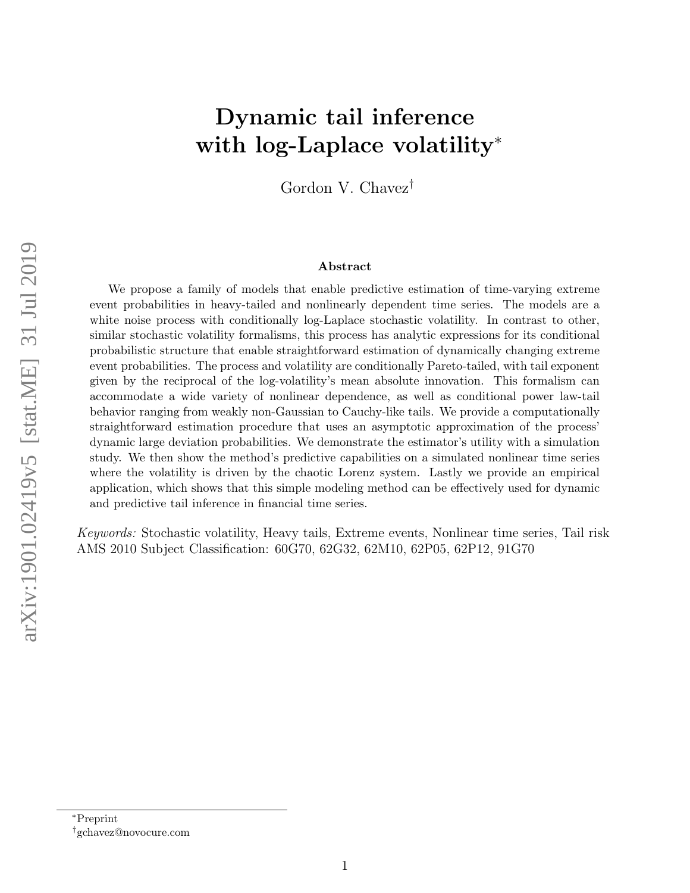# Dynamic tail inference with log-Laplace volatility*

Gordon V. Chavez†

## Abstract

We propose a family of models that enable predictive estimation of time-varying extreme event probabilities in heavy-tailed and nonlinearly dependent time series. The models are a white noise process with conditionally log-Laplace stochastic volatility. In contrast to other, similar stochastic volatility formalisms, this process has analytic expressions for its conditional probabilistic structure that enable straightforward estimation of dynamically changing extreme event probabilities. The process and volatility are conditionally Pareto-tailed, with tail exponent given by the reciprocal of the log-volatility's mean absolute innovation. This formalism can accommodate a wide variety of nonlinear dependence, as well as conditional power law-tail behavior ranging from weakly non-Gaussian to Cauchy-like tails. We provide a computationally straightforward estimation procedure that uses an asymptotic approximation of the process' dynamic large deviation probabilities. We demonstrate the estimator's utility with a simulation study. We then show the method's predictive capabilities on a simulated nonlinear time series where the volatility is driven by the chaotic Lorenz system. Lastly we provide an empirical application, which shows that this simple modeling method can be effectively used for dynamic and predictive tail inference in financial time series.

*Keywords:* Stochastic volatility, Heavy tails, Extreme events, Nonlinear time series, Tail risk
AMS 2010 Subject Classification: 60G70, 62G32, 62M10, 62P05, 62P12, 91G70

*Preprint

†gchavez@novocure.com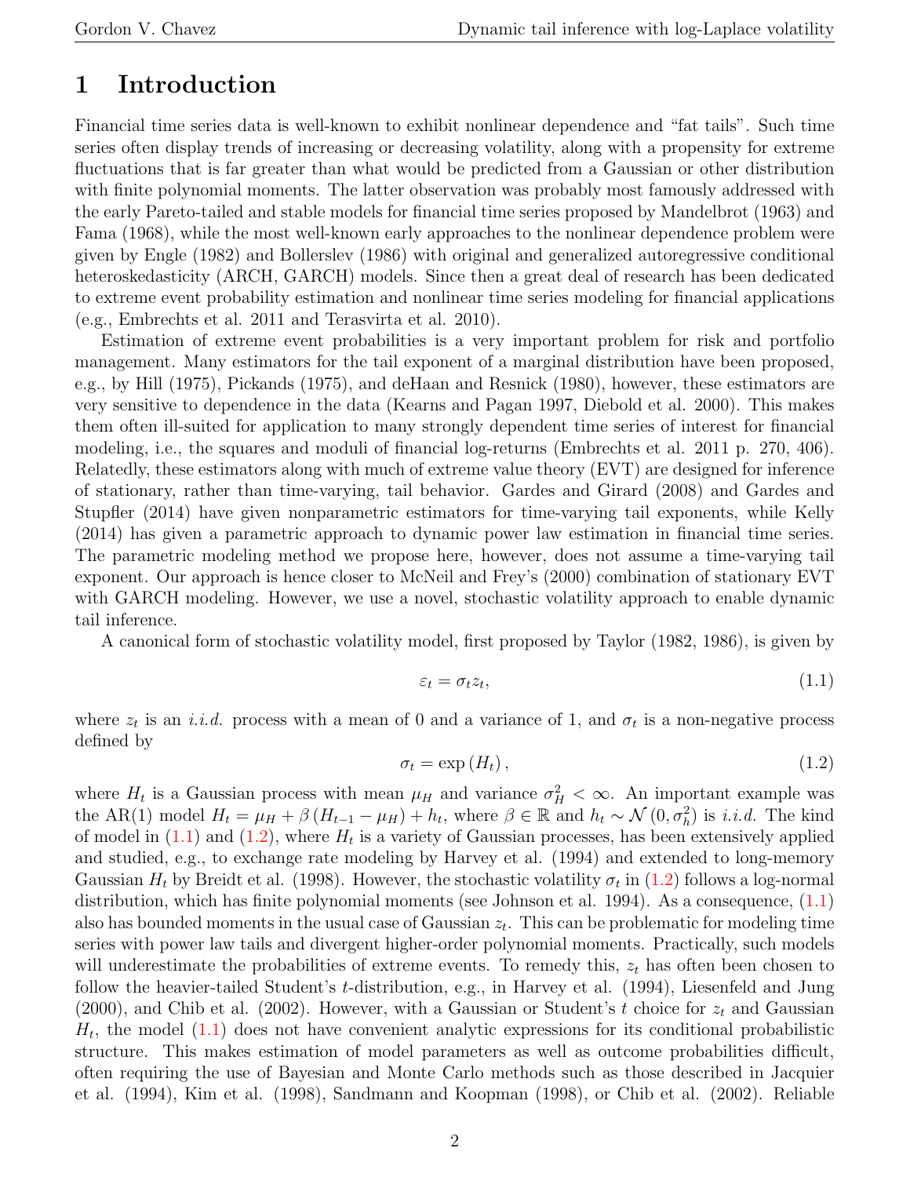# 1 Introduction

Financial time series data is well-known to exhibit nonlinear dependence and "fat tails". Such time series often display trends of increasing or decreasing volatility, along with a propensity for extreme fluctuations that is far greater than what would be predicted from a Gaussian or other distribution with finite polynomial moments. The latter observation was probably most famously addressed with the early Pareto-tailed and stable models for financial time series proposed by Mandelbrot (1963) and Fama (1968), while the most well-known early approaches to the nonlinear dependence problem were given by Engle (1982) and Bollerslev (1986) with original and generalized autoregressive conditional heteroskedasticity (ARCH, GARCH) models. Since then a great deal of research has been dedicated to extreme event probability estimation and nonlinear time series modeling for financial applications (e.g., Embrechts et al. 2011 and Terasvirta et al. 2010).

Estimation of extreme event probabilities is a very important problem for risk and portfolio management. Many estimators for the tail exponent of a marginal distribution have been proposed, e.g., by Hill (1975), Pickands (1975), and deHaan and Resnick (1980), however, these estimators are very sensitive to dependence in the data (Kearns and Pagan 1997, Diebold et al. 2000). This makes them often ill-suited for application to many strongly dependent time series of interest for financial modeling, i.e., the squares and moduli of financial log-returns (Embrechts et al. 2011 p. 270, 406). Relatedly, these estimators along with much of extreme value theory (EVT) are designed for inference of stationary, rather than time-varying, tail behavior. Gardes and Girard (2008) and Gardes and Stupfler (2014) have given nonparametric estimators for time-varying tail exponents, while Kelly (2014) has given a parametric approach to dynamic power law estimation in financial time series. The parametric modeling method we propose here, however, does not assume a time-varying tail exponent. Our approach is hence closer to McNeil and Frey's (2000) combination of stationary EVT with GARCH modeling. However, we use a novel, stochastic volatility approach to enable dynamic tail inference.

A canonical form of stochastic volatility model, first proposed by Taylor (1982, 1986), is given by

$$\varepsilon_t = \sigma_t z_t, \tag{1.1}$$

where $z_t$ is an *i.i.d.* process with a mean of 0 and a variance of 1, and $\sigma_t$ is a non-negative process defined by

$$\sigma_t = \exp\left(H_t\right), \tag{1.2}$$

where $H_t$ is a Gaussian process with mean $\mu_H$ and variance $\sigma_H^2 < \infty$. An important example was the AR(1) model $H_t = \mu_H + \beta\left(H_{t-1} - \mu_H\right) + h_t$, where $\beta \in \mathbb{R}$ and $h_t \sim \mathcal{N}\left(0, \sigma_h^2\right)$ is *i.i.d.* The kind of model in (1.1) and (1.2), where $H_t$ is a variety of Gaussian processes, has been extensively applied and studied, e.g., to exchange rate modeling by Harvey et al. (1994) and extended to long-memory Gaussian $H_t$ by Breidt et al. (1998). However, the stochastic volatility $\sigma_t$ in (1.2) follows a log-normal distribution, which has finite polynomial moments (see Johnson et al. 1994). As a consequence, (1.1) also has bounded moments in the usual case of Gaussian $z_t$. This can be problematic for modeling time series with power law tails and divergent higher-order polynomial moments. Practically, such models will underestimate the probabilities of extreme events. To remedy this, $z_t$ has often been chosen to follow the heavier-tailed Student's $t$-distribution, e.g., in Harvey et al. (1994), Liesenfeld and Jung (2000), and Chib et al. (2002). However, with a Gaussian or Student's $t$ choice for $z_t$ and Gaussian $H_t$, the model (1.1) does not have convenient analytic expressions for its conditional probabilistic structure. This makes estimation of model parameters as well as outcome probabilities difficult, often requiring the use of Bayesian and Monte Carlo methods such as those described in Jacquier et al. (1994), Kim et al. (1998), Sandmann and Koopman (1998), or Chib et al. (2002). Reliable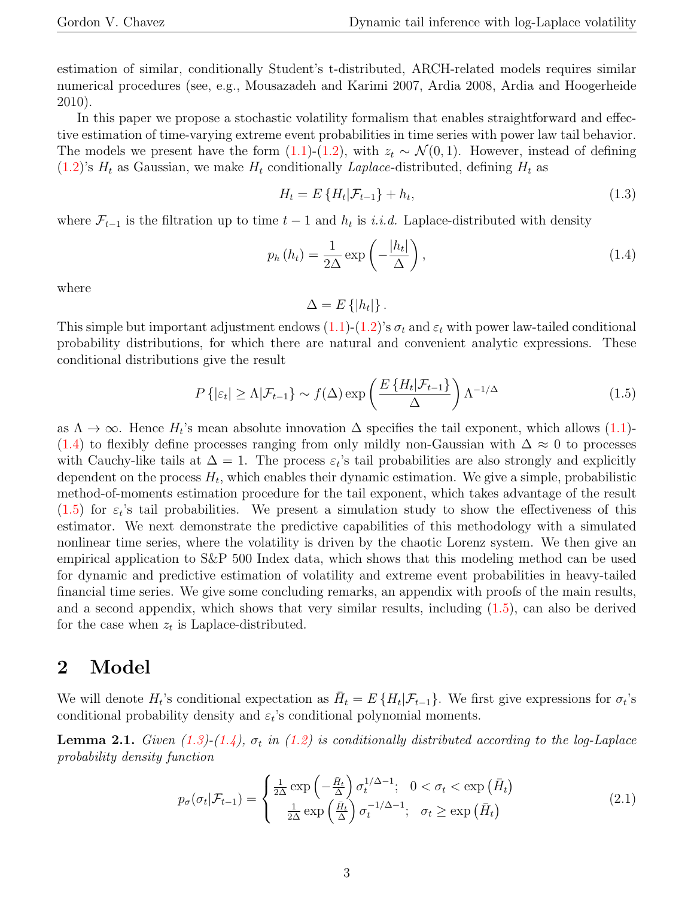estimation of similar, conditionally Student's t-distributed, ARCH-related models requires similar numerical procedures (see, e.g., Mousazadeh and Karimi 2007, Ardia 2008, Ardia and Hoogerheide 2010).

In this paper we propose a stochastic volatility formalism that enables straightforward and effective estimation of time-varying extreme event probabilities in time series with power law tail behavior. The models we present have the form (1.1)-(1.2), with $z_t \sim \mathcal{N}(0,1)$. However, instead of defining (1.2)'s $H_t$ as Gaussian, we make $H_t$ conditionally *Laplace*-distributed, defining $H_t$ as

$$H_t = E\left\{H_t|\mathcal{F}_{t-1}\right\} + h_t, \tag{1.3}$$

where $\mathcal{F}_{t-1}$ is the filtration up to time $t-1$ and $h_t$ is *i.i.d.* Laplace-distributed with density

$$p_h\left(h_t\right) = \frac{1}{2\Delta}\exp\left(-\frac{|h_t|}{\Delta}\right), \tag{1.4}$$

where

$$\Delta = E\left\{|h_t|\right\}.$$

This simple but important adjustment endows (1.1)-(1.2)'s $\sigma_t$ and $\varepsilon_t$ with power law-tailed conditional probability distributions, for which there are natural and convenient analytic expressions. These conditional distributions give the result

$$P\left\{|\varepsilon_t| \geq \Lambda|\mathcal{F}_{t-1}\right\} \sim f(\Delta)\exp\left(\frac{E\left\{H_t|\mathcal{F}_{t-1}\right\}}{\Delta}\right)\Lambda^{-1/\Delta} \tag{1.5}$$

as $\Lambda \to \infty$. Hence $H_t$'s mean absolute innovation $\Delta$ specifies the tail exponent, which allows (1.1)-(1.4) to flexibly define processes ranging from only mildly non-Gaussian with $\Delta \approx 0$ to processes with Cauchy-like tails at $\Delta = 1$. The process $\varepsilon_t$'s tail probabilities are also strongly and explicitly dependent on the process $H_t$, which enables their dynamic estimation. We give a simple, probabilistic method-of-moments estimation procedure for the tail exponent, which takes advantage of the result (1.5) for $\varepsilon_t$'s tail probabilities. We present a simulation study to show the effectiveness of this estimator. We next demonstrate the predictive capabilities of this methodology with a simulated nonlinear time series, where the volatility is driven by the chaotic Lorenz system. We then give an empirical application to S&P 500 Index data, which shows that this modeling method can be used for dynamic and predictive estimation of volatility and extreme event probabilities in heavy-tailed financial time series. We give some concluding remarks, an appendix with proofs of the main results, and a second appendix, which shows that very similar results, including (1.5), can also be derived for the case when $z_t$ is Laplace-distributed.

# 2 Model

We will denote $H_t$'s conditional expectation as $\bar{H}_t = E\left\{H_t|\mathcal{F}_{t-1}\right\}$. We first give expressions for $\sigma_t$'s conditional probability density and $\varepsilon_t$'s conditional polynomial moments.

**Lemma 2.1.** *Given (1.3)-(1.4), $\sigma_t$ in (1.2) is conditionally distributed according to the log-Laplace probability density function*

$$p_\sigma(\sigma_t|\mathcal{F}_{t-1}) = \begin{cases} \frac{1}{2\Delta}\exp\left(-\frac{\bar{H}_t}{\Delta}\right)\sigma_t^{1/\Delta-1}; & 0 < \sigma_t < \exp\left(\bar{H}_t\right) \\ \frac{1}{2\Delta}\exp\left(\frac{\bar{H}_t}{\Delta}\right)\sigma_t^{-1/\Delta-1}; & \sigma_t \geq \exp\left(\bar{H}_t\right) \end{cases} \tag{2.1}$$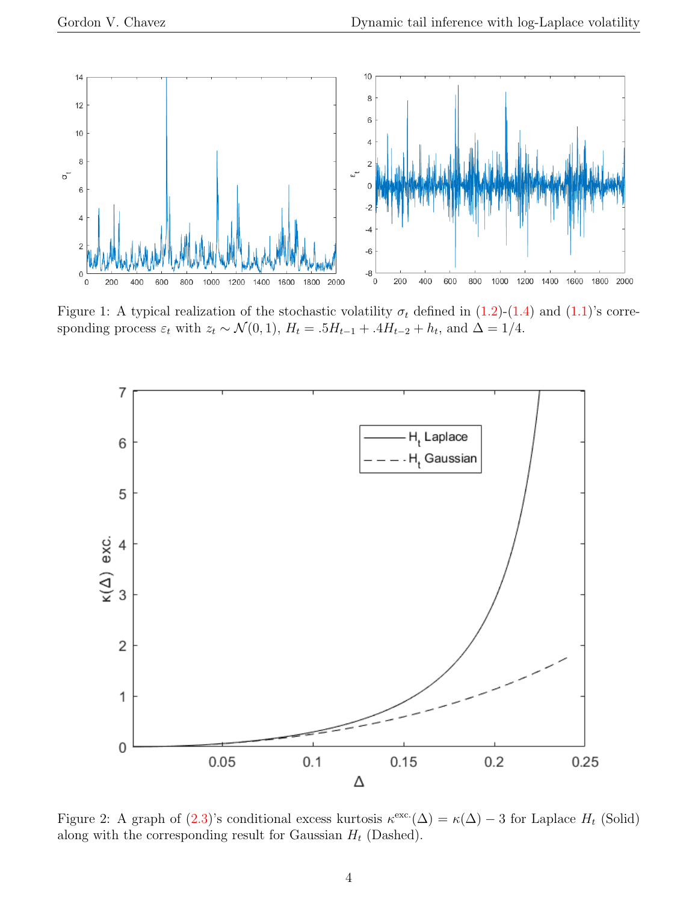Figure 1: A typical realization of the stochastic volatility $\sigma_t$ defined in (1.2)-(1.4) and (1.1)'s corresponding process $\varepsilon_t$ with $z_t \sim \mathcal{N}(0,1)$, $H_t = .5H_{t-1} + .4H_{t-2} + h_t$, and $\Delta = 1/4$.

Figure 2: A graph of (2.3)'s conditional excess kurtosis $\kappa^{\text{exc.}}(\Delta) = \kappa(\Delta) - 3$ for Laplace $H_t$ (Solid) along with the corresponding result for Gaussian $H_t$ (Dashed).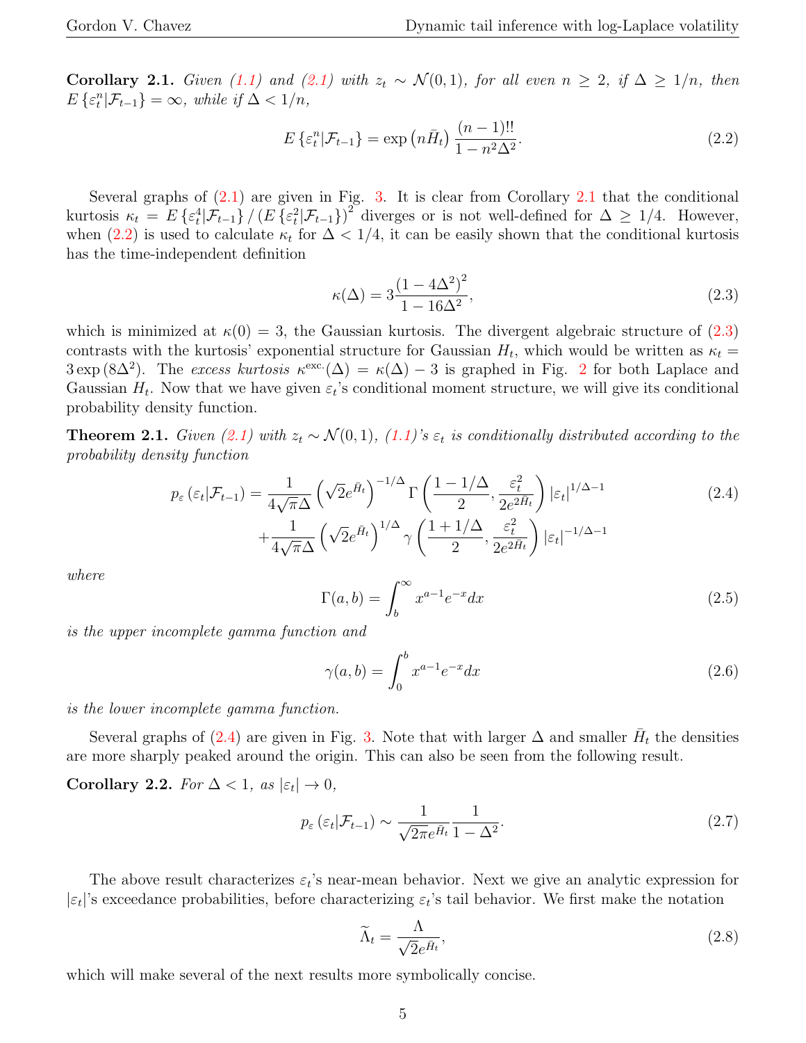**Corollary 2.1.** *Given (1.1) and (2.1) with $z_t \sim \mathcal{N}(0,1)$, for all even $n \geq 2$, if $\Delta \geq 1/n$, then $E\{\varepsilon_t^n|\mathcal{F}_{t-1}\} = \infty$, while if $\Delta < 1/n$,*

$$E\{\varepsilon_t^n|\mathcal{F}_{t-1}\} = \exp\left(n\bar{H}_t\right)\frac{(n-1)!!}{1-n^2\Delta^2}. \tag{2.2}$$

Several graphs of (2.1) are given in Fig. 3. It is clear from Corollary 2.1 that the conditional kurtosis $\kappa_t = E\{\varepsilon_t^4|\mathcal{F}_{t-1}\}/\left(E\{\varepsilon_t^2|\mathcal{F}_{t-1}\}\right)^2$ diverges or is not well-defined for $\Delta \geq 1/4$. However, when (2.2) is used to calculate $\kappa_t$ for $\Delta < 1/4$, it can be easily shown that the conditional kurtosis has the time-independent definition

$$\kappa(\Delta) = 3\frac{\left(1-4\Delta^2\right)^2}{1-16\Delta^2}, \tag{2.3}$$

which is minimized at $\kappa(0) = 3$, the Gaussian kurtosis. The divergent algebraic structure of (2.3) contrasts with the kurtosis' exponential structure for Gaussian $H_t$, which would be written as $\kappa_t = 3\exp\left(8\Delta^2\right)$. The *excess kurtosis* $\kappa^{\text{exc.}}(\Delta) = \kappa(\Delta) - 3$ is graphed in Fig. 2 for both Laplace and Gaussian $H_t$. Now that we have given $\varepsilon_t$'s conditional moment structure, we will give its conditional probability density function.

**Theorem 2.1.** *Given (2.1) with $z_t \sim \mathcal{N}(0,1)$, (1.1)'s $\varepsilon_t$ is conditionally distributed according to the probability density function*

$$\begin{aligned} p_\varepsilon\left(\varepsilon_t|\mathcal{F}_{t-1}\right) = &\frac{1}{4\sqrt{\pi}\Delta}\left(\sqrt{2}e^{\bar{H}_t}\right)^{-1/\Delta}\Gamma\left(\frac{1-1/\Delta}{2}, \frac{\varepsilon_t^2}{2e^{2\bar{H}_t}}\right)|\varepsilon_t|^{1/\Delta-1} \\ &+\frac{1}{4\sqrt{\pi}\Delta}\left(\sqrt{2}e^{\bar{H}_t}\right)^{1/\Delta}\gamma\left(\frac{1+1/\Delta}{2}, \frac{\varepsilon_t^2}{2e^{2\bar{H}_t}}\right)|\varepsilon_t|^{-1/\Delta-1} \end{aligned} \tag{2.4}$$

*where*

$$\Gamma(a,b) = \int_b^\infty x^{a-1}e^{-x}dx \tag{2.5}$$

*is the upper incomplete gamma function and*

$$\gamma(a,b) = \int_0^b x^{a-1}e^{-x}dx \tag{2.6}$$

*is the lower incomplete gamma function.*

Several graphs of (2.4) are given in Fig. 3. Note that with larger $\Delta$ and smaller $\bar{H}_t$ the densities are more sharply peaked around the origin. This can also be seen from the following result.

**Corollary 2.2.** *For $\Delta < 1$, as $|\varepsilon_t| \to 0$,*

$$p_\varepsilon\left(\varepsilon_t|\mathcal{F}_{t-1}\right) \sim \frac{1}{\sqrt{2\pi}e^{\bar{H}_t}}\frac{1}{1-\Delta^2}. \tag{2.7}$$

The above result characterizes $\varepsilon_t$'s near-mean behavior. Next we give an analytic expression for $|\varepsilon_t|$'s exceedance probabilities, before characterizing $\varepsilon_t$'s tail behavior. We first make the notation

$$\widetilde{\Lambda}_t = \frac{\Lambda}{\sqrt{2}e^{\bar{H}_t}}, \tag{2.8}$$

which will make several of the next results more symbolically concise.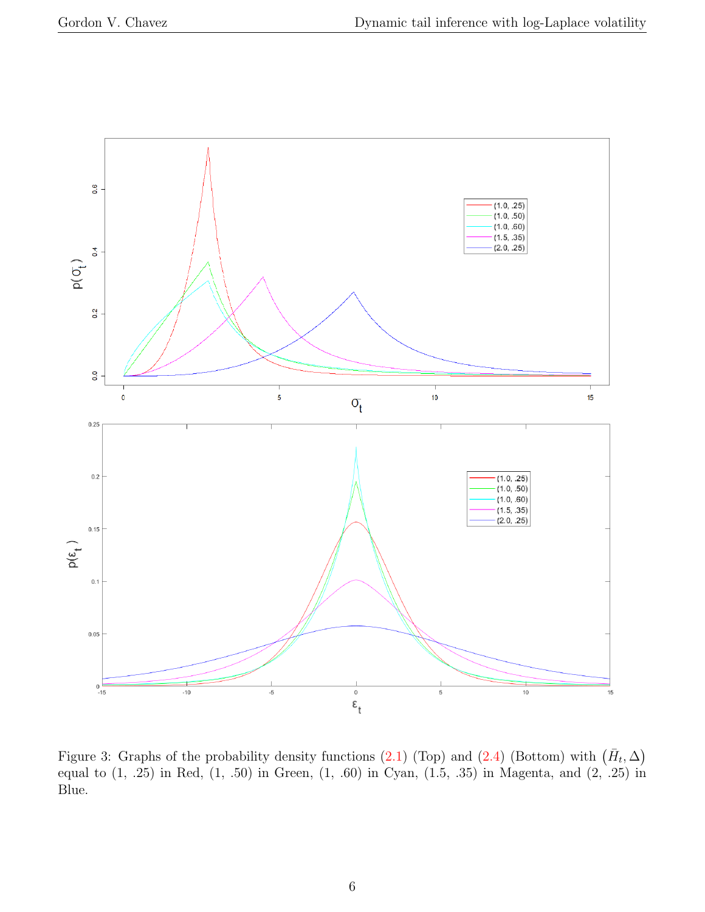Figure 3: Graphs of the probability density functions (2.1) (Top) and (2.4) (Bottom) with $\left(\bar{H}_t, \Delta\right)$ equal to (1, .25) in Red, (1, .50) in Green, (1, .60) in Cyan, (1.5, .35) in Magenta, and (2, .25) in Blue.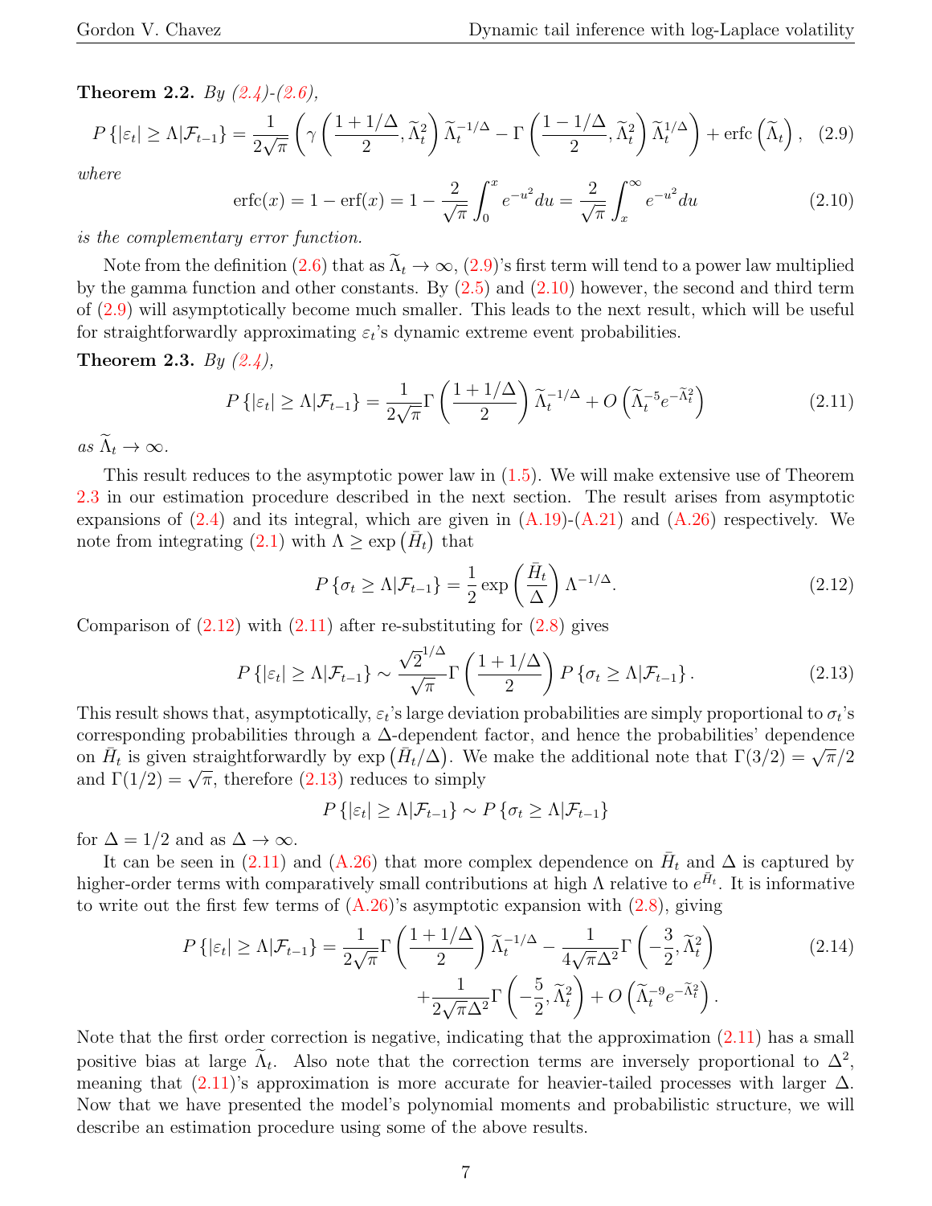**Theorem 2.2.** *By (2.4)-(2.6),*

$$P\left\{|\varepsilon_t| \geq \Lambda | \mathcal{F}_{t-1}\right\} = \frac{1}{2\sqrt{\pi}}\left(\gamma\left(\frac{1+1/\Delta}{2}, \widetilde{\Lambda}_t^2\right)\widetilde{\Lambda}_t^{-1/\Delta} - \Gamma\left(\frac{1-1/\Delta}{2}, \widetilde{\Lambda}_t^2\right)\widetilde{\Lambda}_t^{1/\Delta}\right) + \operatorname{erfc}\left(\widetilde{\Lambda}_t\right), \quad (2.9)$$

*where*

$$\operatorname{erfc}(x) = 1 - \operatorname{erf}(x) = 1 - \frac{2}{\sqrt{\pi}}\int_0^x e^{-u^2}du = \frac{2}{\sqrt{\pi}}\int_x^\infty e^{-u^2}du \quad (2.10)$$

*is the complementary error function.*

Note from the definition (2.6) that as $\widetilde{\Lambda}_t \to \infty$, (2.9)'s first term will tend to a power law multiplied by the gamma function and other constants. By (2.5) and (2.10) however, the second and third term of (2.9) will asymptotically become much smaller. This leads to the next result, which will be useful for straightforwardly approximating $\varepsilon_t$'s dynamic extreme event probabilities.

**Theorem 2.3.** *By (2.4),*

$$P\left\{|\varepsilon_t| \geq \Lambda | \mathcal{F}_{t-1}\right\} = \frac{1}{2\sqrt{\pi}}\Gamma\left(\frac{1+1/\Delta}{2}\right)\widetilde{\Lambda}_t^{-1/\Delta} + O\left(\widetilde{\Lambda}_t^{-5}e^{-\widetilde{\Lambda}_t^2}\right) \quad (2.11)$$

*as* $\widetilde{\Lambda}_t \to \infty$.

This result reduces to the asymptotic power law in (1.5). We will make extensive use of Theorem 2.3 in our estimation procedure described in the next section. The result arises from asymptotic expansions of (2.4) and its integral, which are given in (A.19)-(A.21) and (A.26) respectively. We note from integrating (2.1) with $\Lambda \geq \exp\left(\bar{H}_t\right)$ that

$$P\left\{\sigma_t \geq \Lambda | \mathcal{F}_{t-1}\right\} = \frac{1}{2}\exp\left(\frac{\bar{H}_t}{\Delta}\right)\Lambda^{-1/\Delta}. \quad (2.12)$$

Comparison of (2.12) with (2.11) after re-substituting for (2.8) gives

$$P\left\{|\varepsilon_t| \geq \Lambda | \mathcal{F}_{t-1}\right\} \sim \frac{\sqrt{2}^{1/\Delta}}{\sqrt{\pi}}\Gamma\left(\frac{1+1/\Delta}{2}\right)P\left\{\sigma_t \geq \Lambda | \mathcal{F}_{t-1}\right\}. \quad (2.13)$$

This result shows that, asymptotically, $\varepsilon_t$'s large deviation probabilities are simply proportional to $\sigma_t$'s corresponding probabilities through a $\Delta$-dependent factor, and hence the probabilities' dependence on $\bar{H}_t$ is given straightforwardly by $\exp\left(\bar{H}_t/\Delta\right)$. We make the additional note that $\Gamma(3/2) = \sqrt{\pi}/2$ and $\Gamma(1/2) = \sqrt{\pi}$, therefore (2.13) reduces to simply

$$P\left\{|\varepsilon_t| \geq \Lambda | \mathcal{F}_{t-1}\right\} \sim P\left\{\sigma_t \geq \Lambda | \mathcal{F}_{t-1}\right\}$$

for $\Delta = 1/2$ and as $\Delta \to \infty$.

It can be seen in (2.11) and (A.26) that more complex dependence on $\bar{H}_t$ and $\Delta$ is captured by higher-order terms with comparatively small contributions at high $\Lambda$ relative to $e^{\bar{H}_t}$. It is informative to write out the first few terms of (A.26)'s asymptotic expansion with (2.8), giving

$$P\left\{|\varepsilon_t| \geq \Lambda | \mathcal{F}_{t-1}\right\} = \frac{1}{2\sqrt{\pi}}\Gamma\left(\frac{1+1/\Delta}{2}\right)\widetilde{\Lambda}_t^{-1/\Delta} - \frac{1}{4\sqrt{\pi}\Delta^2}\Gamma\left(-\frac{3}{2}, \widetilde{\Lambda}_t^2\right) + \frac{1}{2\sqrt{\pi}\Delta^2}\Gamma\left(-\frac{5}{2}, \widetilde{\Lambda}_t^2\right) + O\left(\widetilde{\Lambda}_t^{-9}e^{-\widetilde{\Lambda}_t^2}\right). \quad (2.14)$$

Note that the first order correction is negative, indicating that the approximation (2.11) has a small positive bias at large $\widetilde{\Lambda}_t$. Also note that the correction terms are inversely proportional to $\Delta^2$, meaning that (2.11)'s approximation is more accurate for heavier-tailed processes with larger $\Delta$. Now that we have presented the model's polynomial moments and probabilistic structure, we will describe an estimation procedure using some of the above results.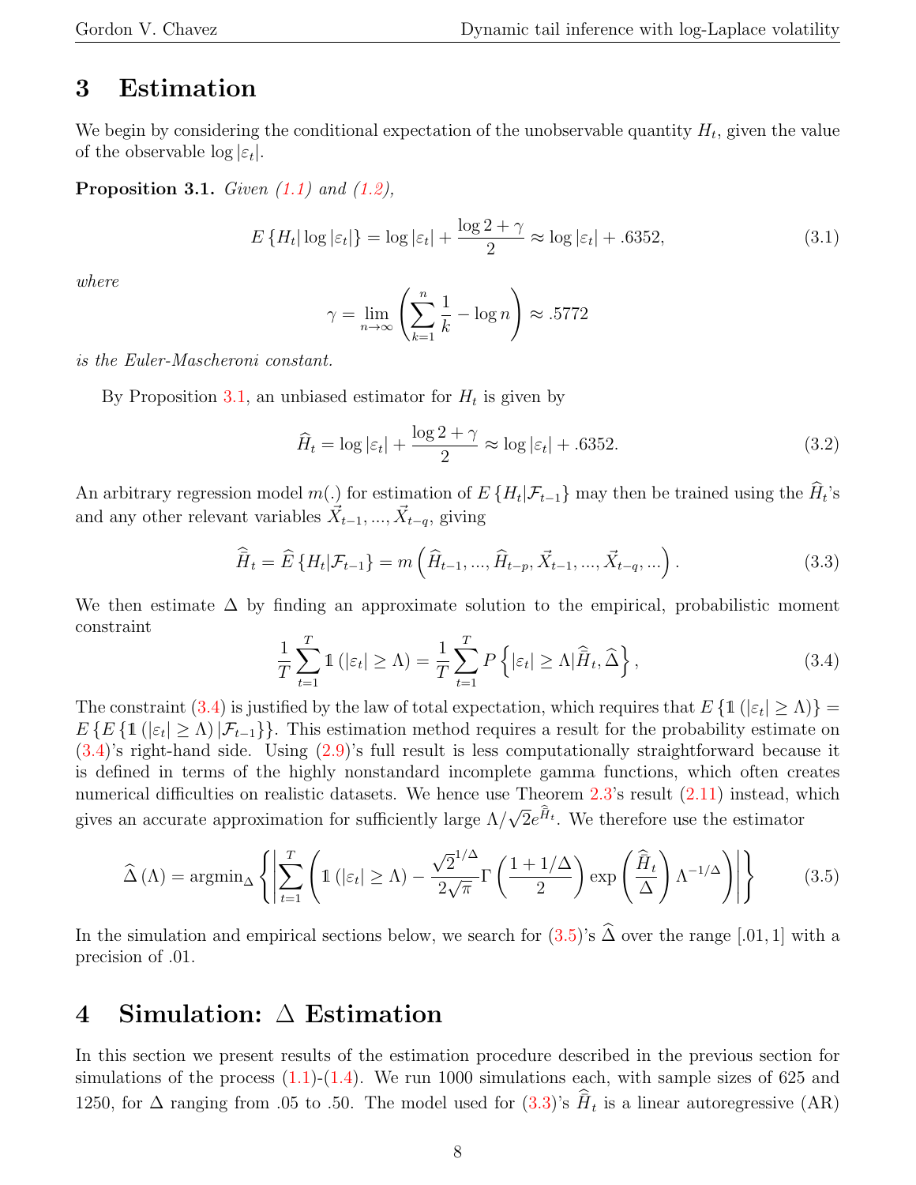## 3 Estimation

We begin by considering the conditional expectation of the unobservable quantity $H_t$, given the value of the observable $\log |\varepsilon_t|$.

**Proposition 3.1.** *Given (1.1) and (1.2),*

$$E\{H_t|\log|\varepsilon_t|\} = \log|\varepsilon_t| + \frac{\log 2 + \gamma}{2} \approx \log|\varepsilon_t| + .6352, \tag{3.1}$$

*where*

$$\gamma = \lim_{n\to\infty}\left(\sum_{k=1}^{n}\frac{1}{k} - \log n\right) \approx .5772$$

*is the Euler-Mascheroni constant.*

By Proposition 3.1, an unbiased estimator for $H_t$ is given by

$$\widehat{H}_t = \log|\varepsilon_t| + \frac{\log 2 + \gamma}{2} \approx \log|\varepsilon_t| + .6352. \tag{3.2}$$

An arbitrary regression model $m(.)$ for estimation of $E\{H_t|\mathcal{F}_{t-1}\}$ may then be trained using the $\widehat{H}_t$'s and any other relevant variables $\vec{X}_{t-1}, ..., \vec{X}_{t-q}$, giving

$$\widehat{\widehat{H}}_t = \widehat{E}\{H_t|\mathcal{F}_{t-1}\} = m\left(\widehat{H}_{t-1}, ..., \widehat{H}_{t-p}, \vec{X}_{t-1}, ..., \vec{X}_{t-q}, ...\right). \tag{3.3}$$

We then estimate $\Delta$ by finding an approximate solution to the empirical, probabilistic moment constraint

$$\frac{1}{T}\sum_{t=1}^{T}\mathbb{1}\left(|\varepsilon_t| \geq \Lambda\right) = \frac{1}{T}\sum_{t=1}^{T}P\left\{|\varepsilon_t| \geq \Lambda|\widehat{\widehat{H}}_t, \widehat{\Delta}\right\}, \tag{3.4}$$

The constraint (3.4) is justified by the law of total expectation, which requires that $E\{\mathbb{1}(|\varepsilon_t| \geq \Lambda)\} = E\{E\{\mathbb{1}(|\varepsilon_t| \geq \Lambda)|\mathcal{F}_{t-1}\}\}$. This estimation method requires a result for the probability estimate on (3.4)'s right-hand side. Using (2.9)'s full result is less computationally straightforward because it is defined in terms of the highly nonstandard incomplete gamma functions, which often creates numerical difficulties on realistic datasets. We hence use Theorem 2.3's result (2.11) instead, which gives an accurate approximation for sufficiently large $\Lambda/\sqrt{2}e^{\widehat{\widehat{H}}_t}$. We therefore use the estimator

$$\widehat{\Delta}(\Lambda) = \text{argmin}_{\Delta}\left\{\left|\sum_{t=1}^{T}\left(\mathbb{1}\left(|\varepsilon_t| \geq \Lambda\right) - \frac{\sqrt{2}^{1/\Delta}}{2\sqrt{\pi}}\Gamma\left(\frac{1+1/\Delta}{2}\right)\exp\left(\frac{\widehat{\widehat{H}}_t}{\Delta}\right)\Lambda^{-1/\Delta}\right)\right|\right\} \tag{3.5}$$

In the simulation and empirical sections below, we search for (3.5)'s $\widehat{\Delta}$ over the range $[.01, 1]$ with a precision of .01.

## 4 Simulation: $\Delta$ Estimation

In this section we present results of the estimation procedure described in the previous section for simulations of the process (1.1)-(1.4). We run 1000 simulations each, with sample sizes of 625 and 1250, for $\Delta$ ranging from .05 to .50. The model used for (3.3)'s $\widehat{\widehat{H}}_t$ is a linear autoregressive (AR)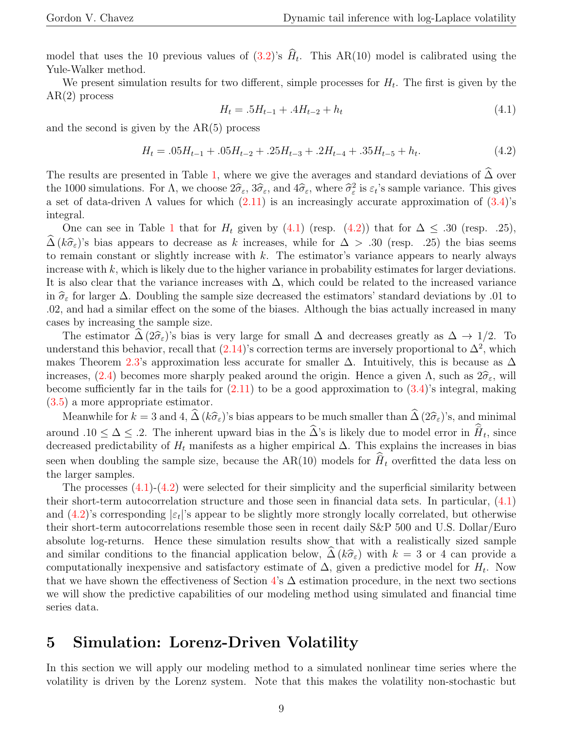model that uses the 10 previous values of (3.2)'s $\widehat{H}_t$. This AR(10) model is calibrated using the Yule-Walker method.

We present simulation results for two different, simple processes for $H_t$. The first is given by the AR(2) process

$$H_t = .5H_{t-1} + .4H_{t-2} + h_t \tag{4.1}$$

and the second is given by the AR(5) process

$$H_t = .05H_{t-1} + .05H_{t-2} + .25H_{t-3} + .2H_{t-4} + .35H_{t-5} + h_t. \tag{4.2}$$

The results are presented in Table 1, where we give the averages and standard deviations of $\widehat{\Delta}$ over the 1000 simulations. For $\Lambda$, we choose $2\widehat{\sigma}_\varepsilon$, $3\widehat{\sigma}_\varepsilon$, and $4\widehat{\sigma}_\varepsilon$, where $\widehat{\sigma}_\varepsilon^2$ is $\varepsilon_t$'s sample variance. This gives a set of data-driven $\Lambda$ values for which (2.11) is an increasingly accurate approximation of (3.4)'s integral.

One can see in Table 1 that for $H_t$ given by (4.1) (resp. (4.2)) that for $\Delta \leq .30$ (resp. .25), $\widehat{\Delta}\left(k\widehat{\sigma}_\varepsilon\right)$'s bias appears to decrease as $k$ increases, while for $\Delta > .30$ (resp. .25) the bias seems to remain constant or slightly increase with $k$. The estimator's variance appears to nearly always increase with $k$, which is likely due to the higher variance in probability estimates for larger deviations. It is also clear that the variance increases with $\Delta$, which could be related to the increased variance in $\widehat{\sigma}_\varepsilon$ for larger $\Delta$. Doubling the sample size decreased the estimators' standard deviations by .01 to .02, and had a similar effect on the some of the biases. Although the bias actually increased in many cases by increasing the sample size.

The estimator $\widehat{\Delta}\left(2\widehat{\sigma}_\varepsilon\right)$'s bias is very large for small $\Delta$ and decreases greatly as $\Delta \to 1/2$. To understand this behavior, recall that (2.14)'s correction terms are inversely proportional to $\Delta^2$, which makes Theorem 2.3's approximation less accurate for smaller $\Delta$. Intuitively, this is because as $\Delta$ increases, (2.4) becomes more sharply peaked around the origin. Hence a given $\Lambda$, such as $2\widehat{\sigma}_\varepsilon$, will become sufficiently far in the tails for (2.11) to be a good approximation to (3.4)'s integral, making (3.5) a more appropriate estimator.

Meanwhile for $k = 3$ and 4, $\widehat{\Delta}\left(k\widehat{\sigma}_\varepsilon\right)$'s bias appears to be much smaller than $\widehat{\Delta}\left(2\widehat{\sigma}_\varepsilon\right)$'s, and minimal around $.10 \leq \Delta \leq .2$. The inherent upward bias in the $\widehat{\Delta}$'s is likely due to model error in $\widehat{\widehat{H}}_t$, since decreased predictability of $H_t$ manifests as a higher empirical $\Delta$. This explains the increases in bias seen when doubling the sample size, because the AR(10) models for $\widehat{\widehat{H}}_t$ overfitted the data less on the larger samples.

The processes (4.1)-(4.2) were selected for their simplicity and the superficial similarity between their short-term autocorrelation structure and those seen in financial data sets. In particular, (4.1) and (4.2)'s corresponding $|\varepsilon_t|$'s appear to be slightly more strongly locally correlated, but otherwise their short-term autocorrelations resemble those seen in recent daily S&P 500 and U.S. Dollar/Euro absolute log-returns. Hence these simulation results show that with a realistically sized sample and similar conditions to the financial application below, $\widehat{\Delta}\left(k\widehat{\sigma}_\varepsilon\right)$ with $k = 3$ or 4 can provide a computationally inexpensive and satisfactory estimate of $\Delta$, given a predictive model for $H_t$. Now that we have shown the effectiveness of Section 4's $\Delta$ estimation procedure, in the next two sections we will show the predictive capabilities of our modeling method using simulated and financial time series data.

# 5 Simulation: Lorenz-Driven Volatility

In this section we will apply our modeling method to a simulated nonlinear time series where the volatility is driven by the Lorenz system. Note that this makes the volatility non-stochastic but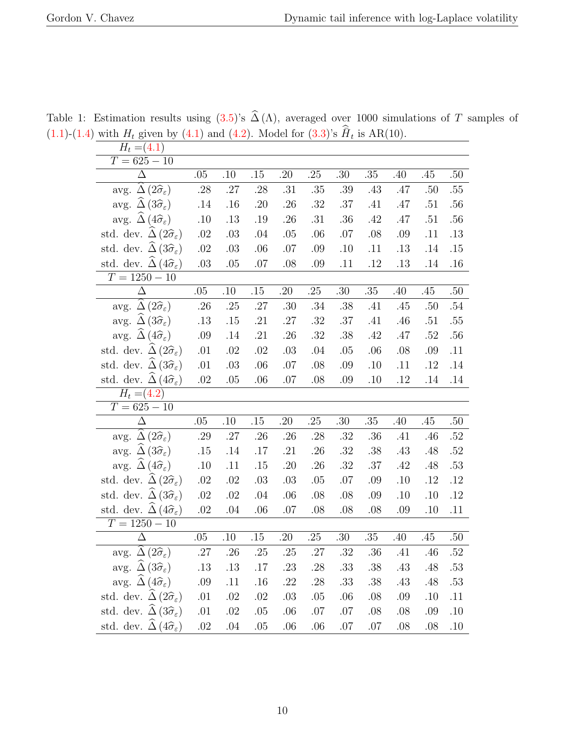Table 1: Estimation results using (3.5)'s $\widehat{\Delta}(\Lambda)$, averaged over 1000 simulations of $T$ samples of (1.1)-(1.4) with $H_t$ given by (4.1) and (4.2). Model for (3.3)'s $\widehat{\widehat{H}}_t$ is AR(10).

| $H_t =$(4.1) | | | | | | | | | | |
|---|---|---|---|---|---|---|---|---|---|---|
| $T = 625 - 10$ | | | | | | | | | | |
| $\Delta$ | .05 | .10 | .15 | .20 | .25 | .30 | .35 | .40 | .45 | .50 |
| avg. $\widehat{\Delta}(2\widehat{\sigma}_\varepsilon)$ | .28 | .27 | .28 | .31 | .35 | .39 | .43 | .47 | .50 | .55 |
| avg. $\widehat{\Delta}(3\widehat{\sigma}_\varepsilon)$ | .14 | .16 | .20 | .26 | .32 | .37 | .41 | .47 | .51 | .56 |
| avg. $\widehat{\Delta}(4\widehat{\sigma}_\varepsilon)$ | .10 | .13 | .19 | .26 | .31 | .36 | .42 | .47 | .51 | .56 |
| std. dev. $\widehat{\Delta}(2\widehat{\sigma}_\varepsilon)$ | .02 | .03 | .04 | .05 | .06 | .07 | .08 | .09 | .11 | .13 |
| std. dev. $\widehat{\Delta}(3\widehat{\sigma}_\varepsilon)$ | .02 | .03 | .06 | .07 | .09 | .10 | .11 | .13 | .14 | .15 |
| std. dev. $\widehat{\Delta}(4\widehat{\sigma}_\varepsilon)$ | .03 | .05 | .07 | .08 | .09 | .11 | .12 | .13 | .14 | .16 |
| $T = 1250 - 10$ | | | | | | | | | | |
| $\Delta$ | .05 | .10 | .15 | .20 | .25 | .30 | .35 | .40 | .45 | .50 |
| avg. $\widehat{\Delta}(2\widehat{\sigma}_\varepsilon)$ | .26 | .25 | .27 | .30 | .34 | .38 | .41 | .45 | .50 | .54 |
| avg. $\widehat{\Delta}(3\widehat{\sigma}_\varepsilon)$ | .13 | .15 | .21 | .27 | .32 | .37 | .41 | .46 | .51 | .55 |
| avg. $\widehat{\Delta}(4\widehat{\sigma}_\varepsilon)$ | .09 | .14 | .21 | .26 | .32 | .38 | .42 | .47 | .52 | .56 |
| std. dev. $\widehat{\Delta}(2\widehat{\sigma}_\varepsilon)$ | .01 | .02 | .02 | .03 | .04 | .05 | .06 | .08 | .09 | .11 |
| std. dev. $\widehat{\Delta}(3\widehat{\sigma}_\varepsilon)$ | .01 | .03 | .06 | .07 | .08 | .09 | .10 | .11 | .12 | .14 |
| std. dev. $\widehat{\Delta}(4\widehat{\sigma}_\varepsilon)$ | .02 | .05 | .06 | .07 | .08 | .09 | .10 | .12 | .14 | .14 |
| $H_t =$(4.2) | | | | | | | | | | |
| $T = 625 - 10$ | | | | | | | | | | |
| $\Delta$ | .05 | .10 | .15 | .20 | .25 | .30 | .35 | .40 | .45 | .50 |
| avg. $\widehat{\Delta}(2\widehat{\sigma}_\varepsilon)$ | .29 | .27 | .26 | .26 | .28 | .32 | .36 | .41 | .46 | .52 |
| avg. $\widehat{\Delta}(3\widehat{\sigma}_\varepsilon)$ | .15 | .14 | .17 | .21 | .26 | .32 | .38 | .43 | .48 | .52 |
| avg. $\widehat{\Delta}(4\widehat{\sigma}_\varepsilon)$ | .10 | .11 | .15 | .20 | .26 | .32 | .37 | .42 | .48 | .53 |
| std. dev. $\widehat{\Delta}(2\widehat{\sigma}_\varepsilon)$ | .02 | .02 | .03 | .03 | .05 | .07 | .09 | .10 | .12 | .12 |
| std. dev. $\widehat{\Delta}(3\widehat{\sigma}_\varepsilon)$ | .02 | .02 | .04 | .06 | .08 | .08 | .09 | .10 | .10 | .12 |
| std. dev. $\widehat{\Delta}(4\widehat{\sigma}_\varepsilon)$ | .02 | .04 | .06 | .07 | .08 | .08 | .08 | .09 | .10 | .11 |
| $T = 1250 - 10$ | | | | | | | | | | |
| $\Delta$ | .05 | .10 | .15 | .20 | .25 | .30 | .35 | .40 | .45 | .50 |
| avg. $\widehat{\Delta}(2\widehat{\sigma}_\varepsilon)$ | .27 | .26 | .25 | .25 | .27 | .32 | .36 | .41 | .46 | .52 |
| avg. $\widehat{\Delta}(3\widehat{\sigma}_\varepsilon)$ | .13 | .13 | .17 | .23 | .28 | .33 | .38 | .43 | .48 | .53 |
| avg. $\widehat{\Delta}(4\widehat{\sigma}_\varepsilon)$ | .09 | .11 | .16 | .22 | .28 | .33 | .38 | .43 | .48 | .53 |
| std. dev. $\widehat{\Delta}(2\widehat{\sigma}_\varepsilon)$ | .01 | .02 | .02 | .03 | .05 | .06 | .08 | .09 | .10 | .11 |
| std. dev. $\widehat{\Delta}(3\widehat{\sigma}_\varepsilon)$ | .01 | .02 | .05 | .06 | .07 | .07 | .08 | .08 | .09 | .10 |
| std. dev. $\widehat{\Delta}(4\widehat{\sigma}_\varepsilon)$ | .02 | .04 | .05 | .06 | .06 | .07 | .07 | .08 | .08 | .10 |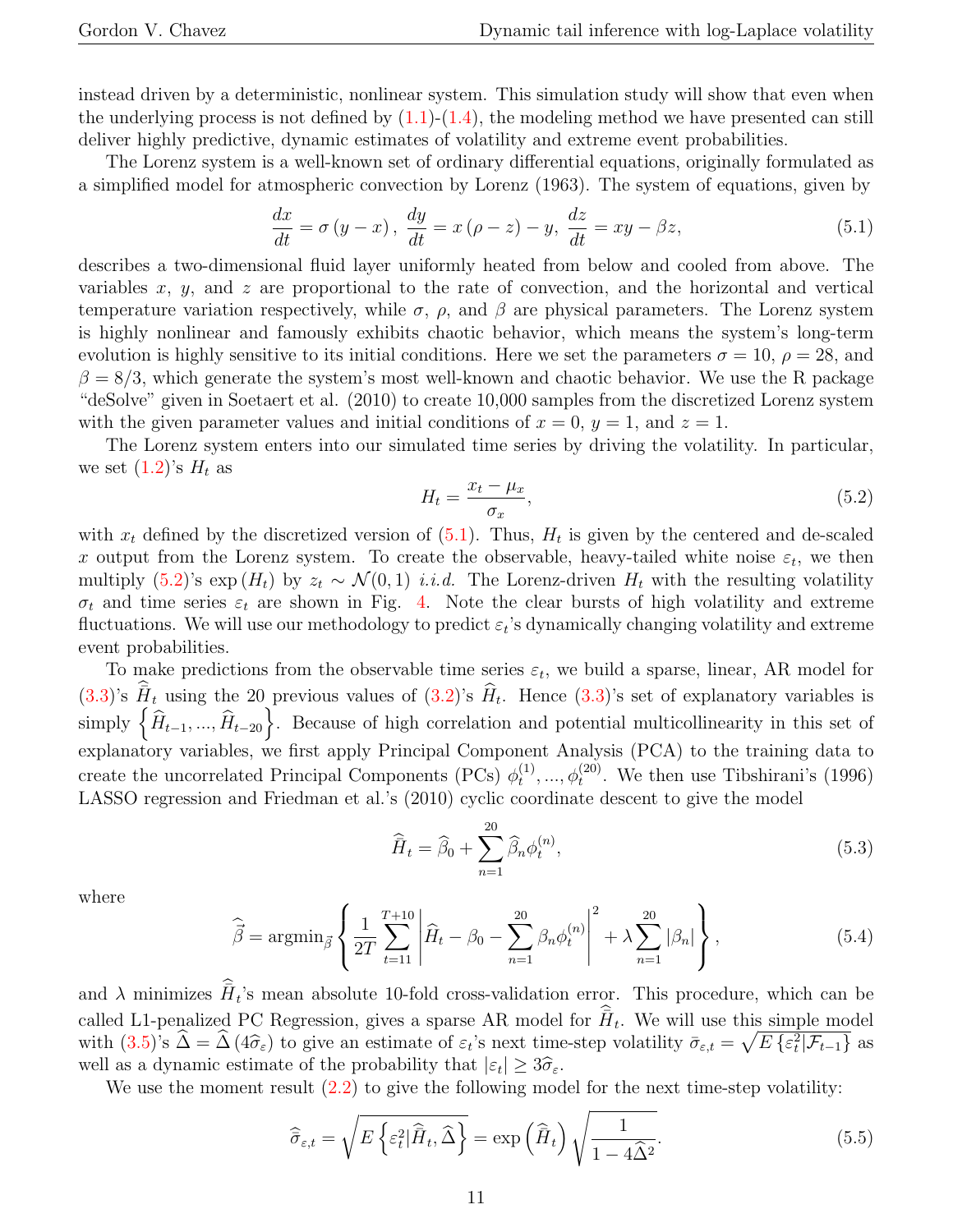instead driven by a deterministic, nonlinear system. This simulation study will show that even when the underlying process is not defined by (1.1)-(1.4), the modeling method we have presented can still deliver highly predictive, dynamic estimates of volatility and extreme event probabilities.

The Lorenz system is a well-known set of ordinary differential equations, originally formulated as a simplified model for atmospheric convection by Lorenz (1963). The system of equations, given by

$$\frac{dx}{dt} = \sigma\left(y - x\right), \; \frac{dy}{dt} = x\left(\rho - z\right) - y, \; \frac{dz}{dt} = xy - \beta z, \tag{5.1}$$

describes a two-dimensional fluid layer uniformly heated from below and cooled from above. The variables $x$, $y$, and $z$ are proportional to the rate of convection, and the horizontal and vertical temperature variation respectively, while $\sigma$, $\rho$, and $\beta$ are physical parameters. The Lorenz system is highly nonlinear and famously exhibits chaotic behavior, which means the system's long-term evolution is highly sensitive to its initial conditions. Here we set the parameters $\sigma = 10$, $\rho = 28$, and $\beta = 8/3$, which generate the system's most well-known and chaotic behavior. We use the R package "deSolve" given in Soetaert et al. (2010) to create 10,000 samples from the discretized Lorenz system with the given parameter values and initial conditions of $x = 0$, $y = 1$, and $z = 1$.

The Lorenz system enters into our simulated time series by driving the volatility. In particular, we set (1.2)'s $H_t$ as

$$H_t = \frac{x_t - \mu_x}{\sigma_x}, \tag{5.2}$$

with $x_t$ defined by the discretized version of (5.1). Thus, $H_t$ is given by the centered and de-scaled $x$ output from the Lorenz system. To create the observable, heavy-tailed white noise $\varepsilon_t$, we then multiply (5.2)'s $\exp\left(H_t\right)$ by $z_t \sim \mathcal{N}(0,1)$ *i.i.d.* The Lorenz-driven $H_t$ with the resulting volatility $\sigma_t$ and time series $\varepsilon_t$ are shown in Fig. 4. Note the clear bursts of high volatility and extreme fluctuations. We will use our methodology to predict $\varepsilon_t$'s dynamically changing volatility and extreme event probabilities.

To make predictions from the observable time series $\varepsilon_t$, we build a sparse, linear, AR model for (3.3)'s $\widehat{\widehat{H}}_t$ using the 20 previous values of (3.2)'s $\widehat{H}_t$. Hence (3.3)'s set of explanatory variables is simply $\left\{\widehat{H}_{t-1}, ..., \widehat{H}_{t-20}\right\}$. Because of high correlation and potential multicollinearity in this set of explanatory variables, we first apply Principal Component Analysis (PCA) to the training data to create the uncorrelated Principal Components (PCs) $\phi_t^{(1)}, ..., \phi_t^{(20)}$. We then use Tibshirani's (1996) LASSO regression and Friedman et al.'s (2010) cyclic coordinate descent to give the model

$$\widehat{\widehat{H}}_t = \widehat{\beta}_0 + \sum_{n=1}^{20} \widehat{\beta}_n \phi_t^{(n)}, \tag{5.3}$$

where

$$\widehat{\vec{\beta}} = \text{argmin}_{\vec{\beta}} \left\{ \frac{1}{2T} \sum_{t=11}^{T+10} \left| \widehat{H}_t - \beta_0 - \sum_{n=1}^{20} \beta_n \phi_t^{(n)} \right|^2 + \lambda \sum_{n=1}^{20} |\beta_n| \right\}, \tag{5.4}$$

and $\lambda$ minimizes $\widehat{\widehat{H}}_t$'s mean absolute 10-fold cross-validation error. This procedure, which can be called L1-penalized PC Regression, gives a sparse AR model for $\widehat{\widehat{H}}_t$. We will use this simple model with (3.5)'s $\widehat{\Delta} = \widehat{\Delta}\left(4\widehat{\sigma}_\varepsilon\right)$ to give an estimate of $\varepsilon_t$'s next time-step volatility $\bar{\sigma}_{\varepsilon,t} = \sqrt{E\left\{\varepsilon_t^2 | \mathcal{F}_{t-1}\right\}}$ as well as a dynamic estimate of the probability that $|\varepsilon_t| \geq 3\widehat{\sigma}_\varepsilon$.

We use the moment result (2.2) to give the following model for the next time-step volatility:

$$\widehat{\sigma}_{\varepsilon,t} = \sqrt{E\left\{\varepsilon_t^2 | \widehat{\widehat{H}}_t, \widehat{\Delta}\right\}} = \exp\left(\widehat{\widehat{H}}_t\right) \sqrt{\frac{1}{1 - 4\widehat{\Delta}^2}}. \tag{5.5}$$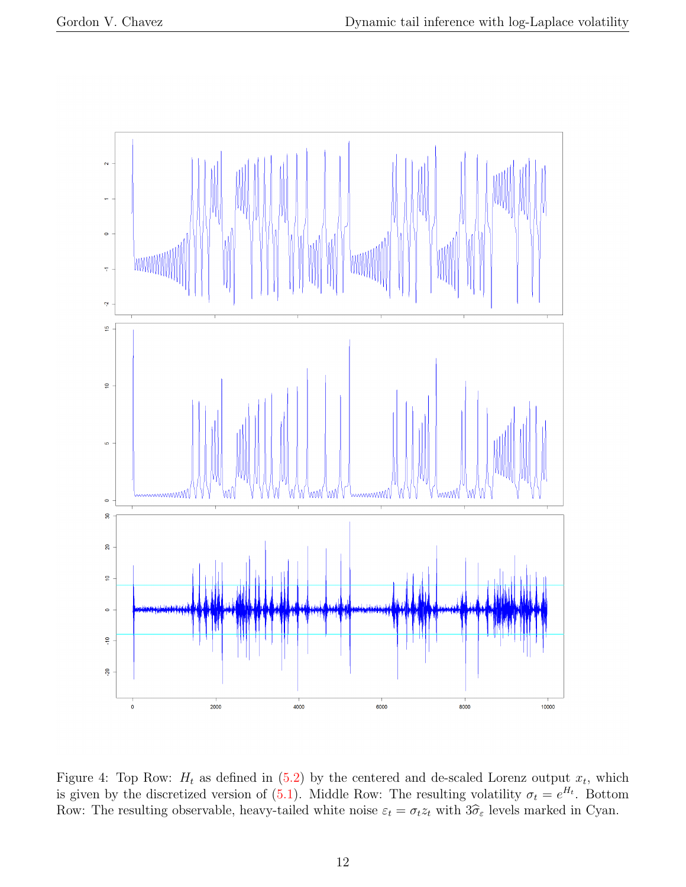Figure 4: Top Row: $H_t$ as defined in (5.2) by the centered and de-scaled Lorenz output $x_t$, which is given by the discretized version of (5.1). Middle Row: The resulting volatility $\sigma_t = e^{H_t}$. Bottom Row: The resulting observable, heavy-tailed white noise $\varepsilon_t = \sigma_t z_t$ with $3\widehat{\sigma}_\varepsilon$ levels marked in Cyan.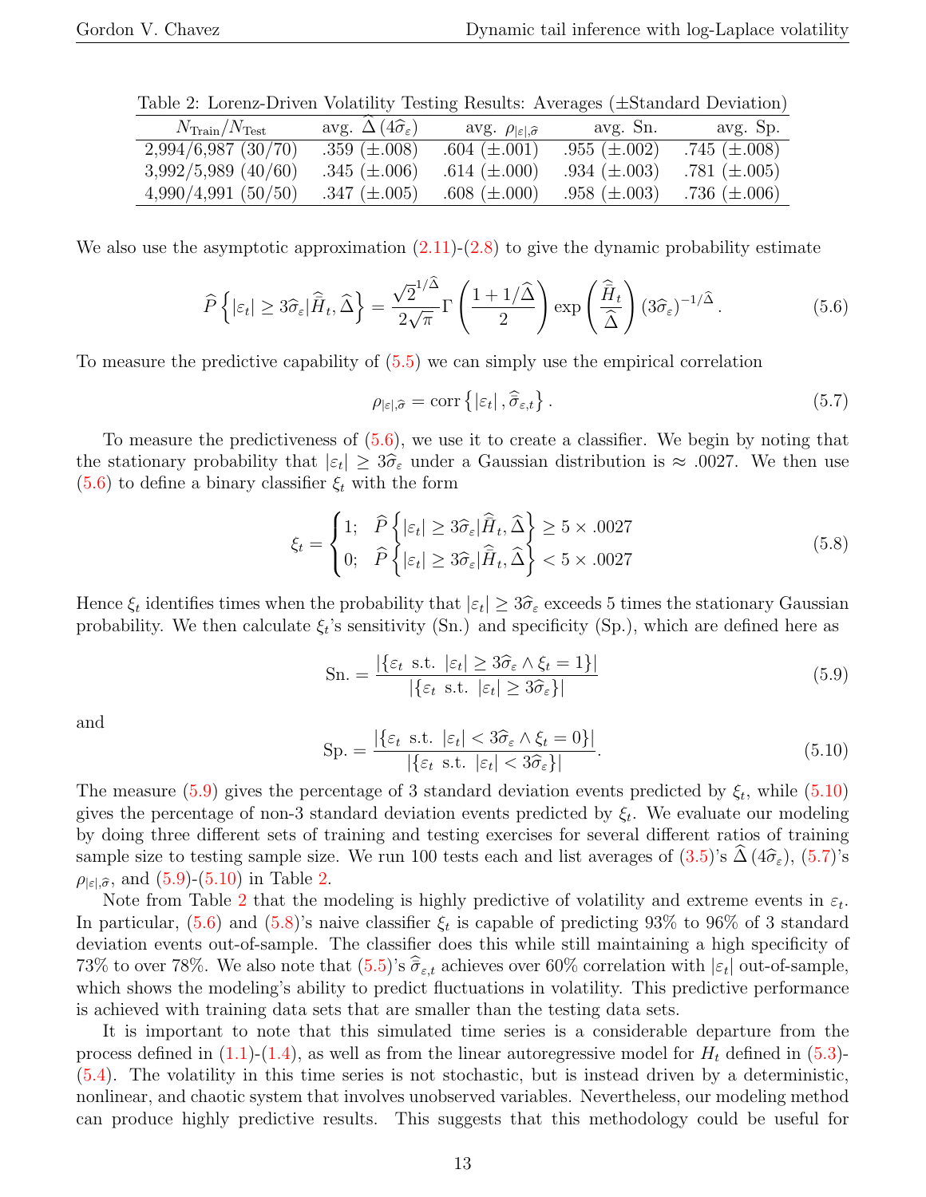Table 2: Lorenz-Driven Volatility Testing Results: Averages (±Standard Deviation)

| $N_{\text{Train}}/N_{\text{Test}}$ | avg. $\widehat{\Delta}\,(4\widehat{\sigma}_{\varepsilon})$ | avg. $\rho_{\lvert\varepsilon\rvert,\widehat{\sigma}}$ | avg. Sn. | avg. Sp. |
|---|---|---|---|---|
| 2,994/6,987 (30/70) | .359 (±.008) | .604 (±.001) | .955 (±.002) | .745 (±.008) |
| 3,992/5,989 (40/60) | .345 (±.006) | .614 (±.000) | .934 (±.003) | .781 (±.005) |
| 4,990/4,991 (50/50) | .347 (±.005) | .608 (±.000) | .958 (±.003) | .736 (±.006) |

We also use the asymptotic approximation (2.11)-(2.8) to give the dynamic probability estimate

$$\widehat{P}\left\{\lvert\varepsilon_t\rvert \geq 3\widehat{\sigma}_{\varepsilon}\lvert\widehat{\widehat{H}}_t, \widehat{\Delta}\right\} = \frac{\sqrt{2}^{1/\widehat{\Delta}}}{2\sqrt{\pi}}\Gamma\left(\frac{1+1/\widehat{\Delta}}{2}\right)\exp\left(\frac{\widehat{\widehat{H}}_t}{\widehat{\Delta}}\right)(3\widehat{\sigma}_{\varepsilon})^{-1/\widehat{\Delta}}. \tag{5.6}$$

To measure the predictive capability of (5.5) we can simply use the empirical correlation

$$\rho_{\lvert\varepsilon\rvert,\widehat{\sigma}} = \operatorname{corr}\left\{\lvert\varepsilon_t\rvert, \widehat{\widehat{\sigma}}_{\varepsilon,t}\right\}. \tag{5.7}$$

To measure the predictiveness of (5.6), we use it to create a classifier. We begin by noting that the stationary probability that $\lvert\varepsilon_t\rvert \geq 3\widehat{\sigma}_{\varepsilon}$ under a Gaussian distribution is $\approx .0027$. We then use (5.6) to define a binary classifier $\xi_t$ with the form

$$\xi_t = \begin{cases} 1; & \widehat{P}\left\{\lvert\varepsilon_t\rvert \geq 3\widehat{\sigma}_{\varepsilon}\lvert\widehat{\widehat{H}}_t, \widehat{\Delta}\right\} \geq 5 \times .0027 \\ 0; & \widehat{P}\left\{\lvert\varepsilon_t\rvert \geq 3\widehat{\sigma}_{\varepsilon}\lvert\widehat{\widehat{H}}_t, \widehat{\Delta}\right\} < 5 \times .0027 \end{cases} \tag{5.8}$$

Hence $\xi_t$ identifies times when the probability that $\lvert\varepsilon_t\rvert \geq 3\widehat{\sigma}_{\varepsilon}$ exceeds 5 times the stationary Gaussian probability. We then calculate $\xi_t$'s sensitivity (Sn.) and specificity (Sp.), which are defined here as

$$\text{Sn.} = \frac{\lvert\{\varepsilon_t \text{ s.t. } \lvert\varepsilon_t\rvert \geq 3\widehat{\sigma}_{\varepsilon} \wedge \xi_t = 1\}\rvert}{\lvert\{\varepsilon_t \text{ s.t. } \lvert\varepsilon_t\rvert \geq 3\widehat{\sigma}_{\varepsilon}\}\rvert} \tag{5.9}$$

and

$$\text{Sp.} = \frac{\lvert\{\varepsilon_t \text{ s.t. } \lvert\varepsilon_t\rvert < 3\widehat{\sigma}_{\varepsilon} \wedge \xi_t = 0\}\rvert}{\lvert\{\varepsilon_t \text{ s.t. } \lvert\varepsilon_t\rvert < 3\widehat{\sigma}_{\varepsilon}\}\rvert}. \tag{5.10}$$

The measure (5.9) gives the percentage of 3 standard deviation events predicted by $\xi_t$, while (5.10) gives the percentage of non-3 standard deviation events predicted by $\xi_t$. We evaluate our modeling by doing three different sets of training and testing exercises for several different ratios of training sample size to testing sample size. We run 100 tests each and list averages of (3.5)'s $\widehat{\Delta}\,(4\widehat{\sigma}_{\varepsilon})$, (5.7)'s $\rho_{\lvert\varepsilon\rvert,\widehat{\sigma}}$, and (5.9)-(5.10) in Table 2.

Note from Table 2 that the modeling is highly predictive of volatility and extreme events in $\varepsilon_t$. In particular, (5.6) and (5.8)'s naive classifier $\xi_t$ is capable of predicting 93% to 96% of 3 standard deviation events out-of-sample. The classifier does this while still maintaining a high specificity of 73% to over 78%. We also note that (5.5)'s $\widehat{\widehat{\sigma}}_{\varepsilon,t}$ achieves over 60% correlation with $\lvert\varepsilon_t\rvert$ out-of-sample, which shows the modeling's ability to predict fluctuations in volatility. This predictive performance is achieved with training data sets that are smaller than the testing data sets.

It is important to note that this simulated time series is a considerable departure from the process defined in (1.1)-(1.4), as well as from the linear autoregressive model for $H_t$ defined in (5.3)-(5.4). The volatility in this time series is not stochastic, but is instead driven by a deterministic, nonlinear, and chaotic system that involves unobserved variables. Nevertheless, our modeling method can produce highly predictive results. This suggests that this methodology could be useful for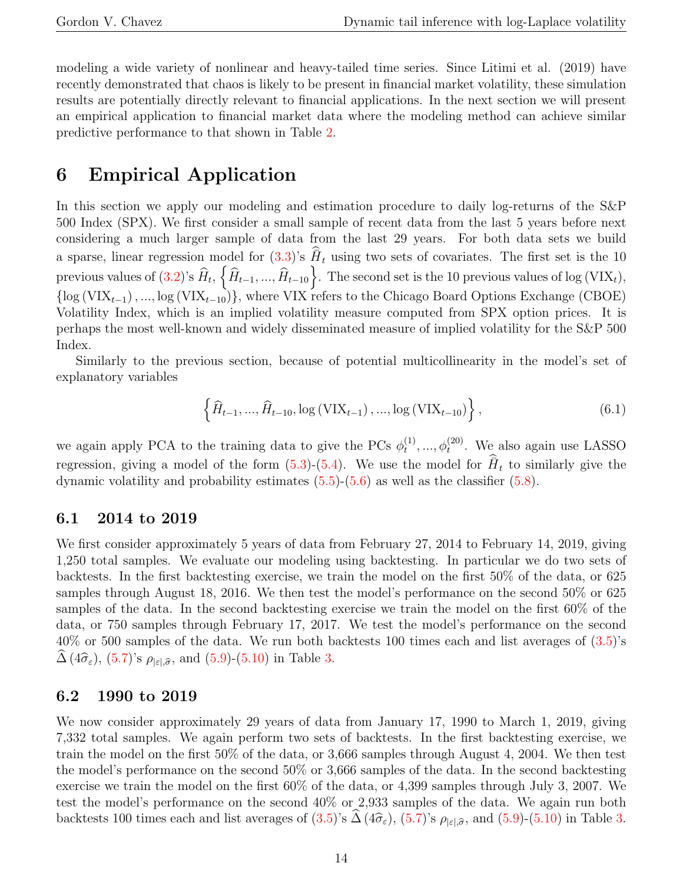modeling a wide variety of nonlinear and heavy-tailed time series. Since Litimi et al. (2019) have recently demonstrated that chaos is likely to be present in financial market volatility, these simulation results are potentially directly relevant to financial applications. In the next section we will present an empirical application to financial market data where the modeling method can achieve similar predictive performance to that shown in Table 2.

# 6 Empirical Application

In this section we apply our modeling and estimation procedure to daily log-returns of the S&P 500 Index (SPX). We first consider a small sample of recent data from the last 5 years before next considering a much larger sample of data from the last 29 years. For both data sets we build a sparse, linear regression model for (3.3)'s $\widehat{\widehat{H}}_t$ using two sets of covariates. The first set is the 10 previous values of (3.2)'s $\widehat{H}_t$, $\left\{\widehat{H}_{t-1},...,\widehat{H}_{t-10}\right\}$. The second set is the 10 previous values of $\log\left(\text{VIX}_t\right)$, $\left\{\log\left(\text{VIX}_{t-1}\right),...,\log\left(\text{VIX}_{t-10}\right)\right\}$, where VIX refers to the Chicago Board Options Exchange (CBOE) Volatility Index, which is an implied volatility measure computed from SPX option prices. It is perhaps the most well-known and widely disseminated measure of implied volatility for the S&P 500 Index.

Similarly to the previous section, because of potential multicollinearity in the model's set of explanatory variables

$$\left\{\widehat{H}_{t-1},...,\widehat{H}_{t-10},\log\left(\text{VIX}_{t-1}\right),...,\log\left(\text{VIX}_{t-10}\right)\right\}, \tag{6.1}$$

we again apply PCA to the training data to give the PCs $\phi_t^{(1)},...,\phi_t^{(20)}$. We also again use LASSO regression, giving a model of the form (5.3)-(5.4). We use the model for $\widehat{\widehat{H}}_t$ to similarly give the dynamic volatility and probability estimates (5.5)-(5.6) as well as the classifier (5.8).

## 6.1 2014 to 2019

We first consider approximately 5 years of data from February 27, 2014 to February 14, 2019, giving 1,250 total samples. We evaluate our modeling using backtesting. In particular we do two sets of backtests. In the first backtesting exercise, we train the model on the first 50% of the data, or 625 samples through August 18, 2016. We then test the model's performance on the second 50% or 625 samples of the data. In the second backtesting exercise we train the model on the first 60% of the data, or 750 samples through February 17, 2017. We test the model's performance on the second 40% or 500 samples of the data. We run both backtests 100 times each and list averages of (3.5)'s $\widehat{\Delta}\left(4\widehat{\sigma}_\varepsilon\right)$, (5.7)'s $\rho_{|\varepsilon|,\widehat{\sigma}}$, and (5.9)-(5.10) in Table 3.

## 6.2 1990 to 2019

We now consider approximately 29 years of data from January 17, 1990 to March 1, 2019, giving 7,332 total samples. We again perform two sets of backtests. In the first backtesting exercise, we train the model on the first 50% of the data, or 3,666 samples through August 4, 2004. We then test the model's performance on the second 50% or 3,666 samples of the data. In the second backtesting exercise we train the model on the first 60% of the data, or 4,399 samples through July 3, 2007. We test the model's performance on the second 40% or 2,933 samples of the data. We again run both backtests 100 times each and list averages of (3.5)'s $\widehat{\Delta}\left(4\widehat{\sigma}_\varepsilon\right)$, (5.7)'s $\rho_{|\varepsilon|,\widehat{\sigma}}$, and (5.9)-(5.10) in Table 3.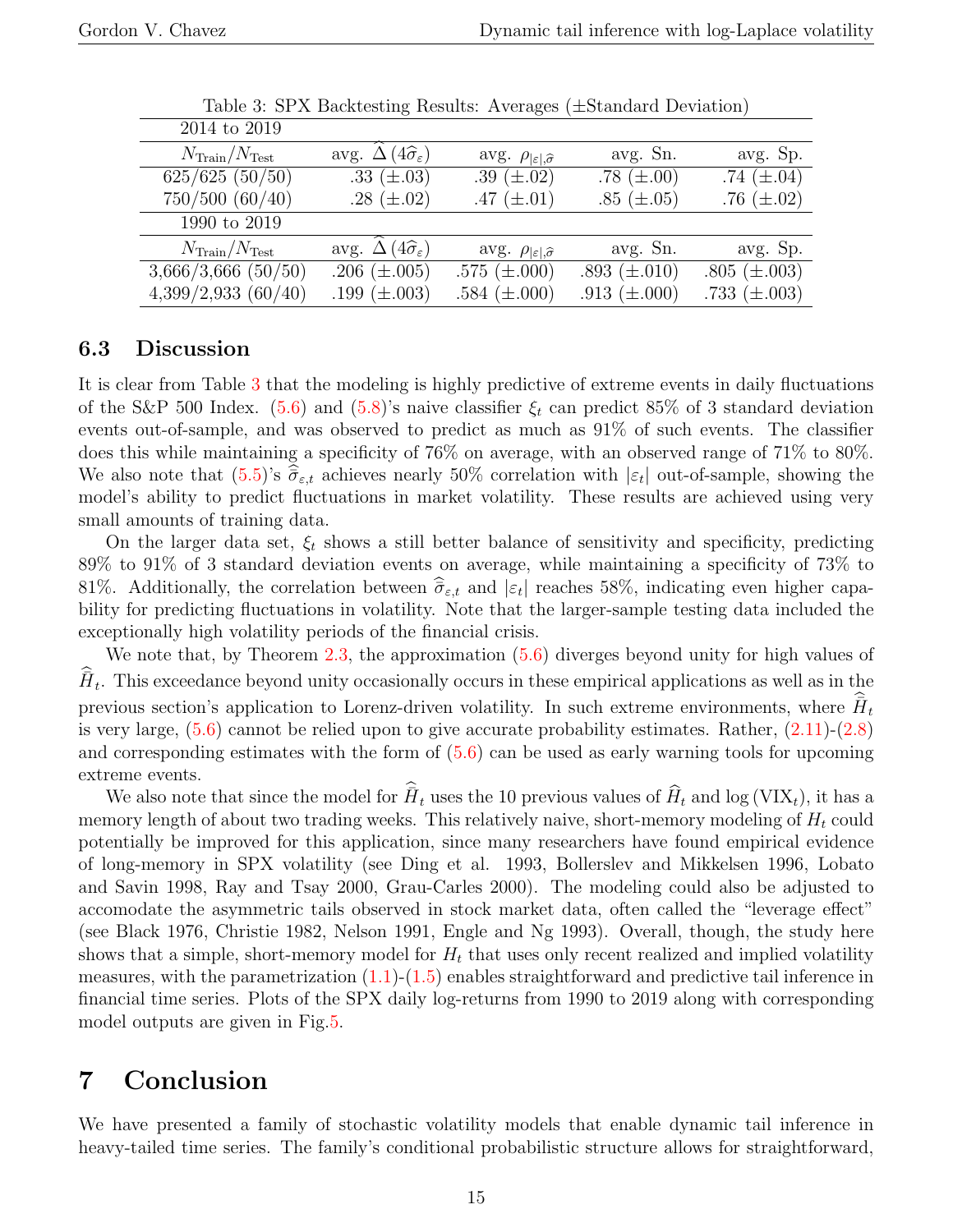Table 3: SPX Backtesting Results: Averages (±Standard Deviation)

| 2014 to 2019 | | | | |
|---|---|---|---|---|
| $N_{\text{Train}}/N_{\text{Test}}$ | avg. $\widehat{\Delta}\left(4\widehat{\sigma}_{\varepsilon}\right)$ | avg. $\rho_{\lvert\varepsilon\rvert,\widehat{\sigma}}$ | avg. Sn. | avg. Sp. |
| 625/625 (50/50) | .33 (±.03) | .39 (±.02) | .78 (±.00) | .74 (±.04) |
| 750/500 (60/40) | .28 (±.02) | .47 (±.01) | .85 (±.05) | .76 (±.02) |
| **1990 to 2019** | | | | |
| $N_{\text{Train}}/N_{\text{Test}}$ | avg. $\widehat{\Delta}\left(4\widehat{\sigma}_{\varepsilon}\right)$ | avg. $\rho_{\lvert\varepsilon\rvert,\widehat{\sigma}}$ | avg. Sn. | avg. Sp. |
| 3,666/3,666 (50/50) | .206 (±.005) | .575 (±.000) | .893 (±.010) | .805 (±.003) |
| 4,399/2,933 (60/40) | .199 (±.003) | .584 (±.000) | .913 (±.000) | .733 (±.003) |

### 6.3 Discussion

It is clear from Table 3 that the modeling is highly predictive of extreme events in daily fluctuations of the S&P 500 Index. (5.6) and (5.8)'s naive classifier $\xi_t$ can predict 85% of 3 standard deviation events out-of-sample, and was observed to predict as much as 91% of such events. The classifier does this while maintaining a specificity of 76% on average, with an observed range of 71% to 80%. We also note that (5.5)'s $\widehat{\widehat{\sigma}}_{\varepsilon,t}$ achieves nearly 50% correlation with $|\varepsilon_t|$ out-of-sample, showing the model's ability to predict fluctuations in market volatility. These results are achieved using very small amounts of training data.

On the larger data set, $\xi_t$ shows a still better balance of sensitivity and specificity, predicting 89% to 91% of 3 standard deviation events on average, while maintaining a specificity of 73% to 81%. Additionally, the correlation between $\widehat{\sigma}_{\varepsilon,t}$ and $|\varepsilon_t|$ reaches 58%, indicating even higher capability for predicting fluctuations in volatility. Note that the larger-sample testing data included the exceptionally high volatility periods of the financial crisis.

We note that, by Theorem 2.3, the approximation (5.6) diverges beyond unity for high values of $\widehat{\widehat{H}}_t$. This exceedance beyond unity occasionally occurs in these empirical applications as well as in the previous section's application to Lorenz-driven volatility. In such extreme environments, where $\widehat{\widehat{H}}_t$ is very large, (5.6) cannot be relied upon to give accurate probability estimates. Rather, (2.11)-(2.8) and corresponding estimates with the form of (5.6) can be used as early warning tools for upcoming extreme events.

We also note that since the model for $\widehat{\widehat{H}}_t$ uses the 10 previous values of $\widehat{H}_t$ and $\log\left(\text{VIX}_t\right)$, it has a memory length of about two trading weeks. This relatively naive, short-memory modeling of $H_t$ could potentially be improved for this application, since many researchers have found empirical evidence of long-memory in SPX volatility (see Ding et al. 1993, Bollerslev and Mikkelsen 1996, Lobato and Savin 1998, Ray and Tsay 2000, Grau-Carles 2000). The modeling could also be adjusted to accomodate the asymmetric tails observed in stock market data, often called the "leverage effect" (see Black 1976, Christie 1982, Nelson 1991, Engle and Ng 1993). Overall, though, the study here shows that a simple, short-memory model for $H_t$ that uses only recent realized and implied volatility measures, with the parametrization (1.1)-(1.5) enables straightforward and predictive tail inference in financial time series. Plots of the SPX daily log-returns from 1990 to 2019 along with corresponding model outputs are given in Fig.5.

# 7 Conclusion

We have presented a family of stochastic volatility models that enable dynamic tail inference in heavy-tailed time series. The family's conditional probabilistic structure allows for straightforward,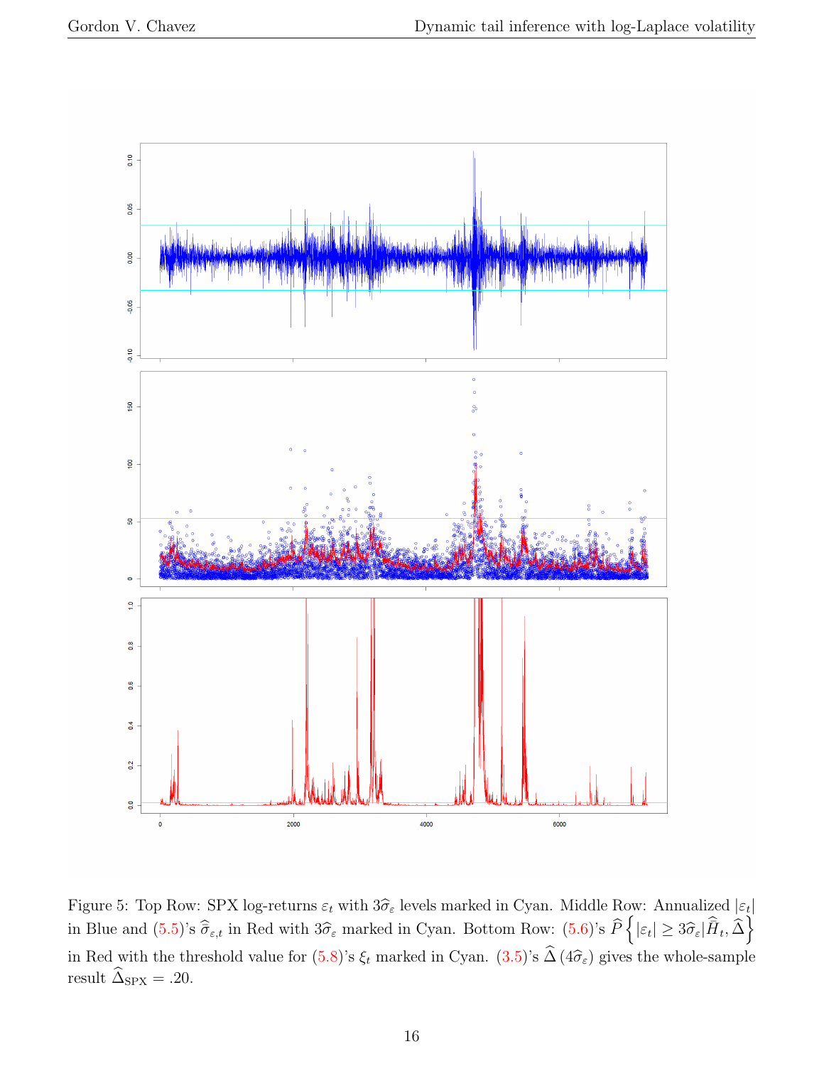Figure 5: Top Row: SPX log-returns $\varepsilon_t$ with $3\widehat{\sigma}_\varepsilon$ levels marked in Cyan. Middle Row: Annualized $|\varepsilon_t|$ in Blue and (5.5)'s $\widehat{\widehat{\sigma}}_{\varepsilon,t}$ in Red with $3\widehat{\sigma}_\varepsilon$ marked in Cyan. Bottom Row: (5.6)'s $\widehat{P}\left\{|\varepsilon_t| \geq 3\widehat{\sigma}_\varepsilon | \widehat{\widehat{H}}_t, \widehat{\Delta}\right\}$ in Red with the threshold value for (5.8)'s $\xi_t$ marked in Cyan. (3.5)'s $\widehat{\Delta}\left(4\widehat{\sigma}_\varepsilon\right)$ gives the whole-sample result $\widehat{\Delta}_{\text{SPX}} = .20$.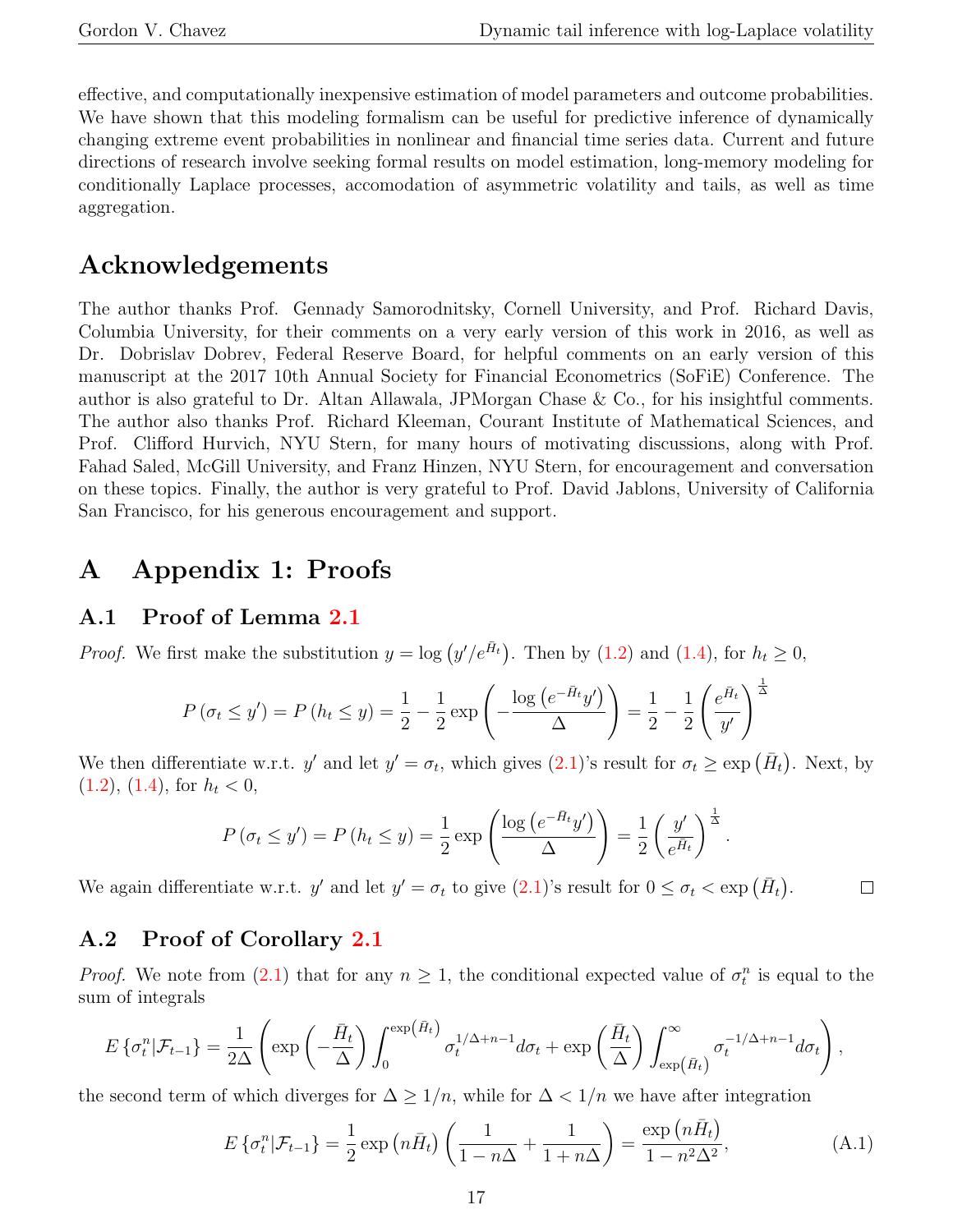effective, and computationally inexpensive estimation of model parameters and outcome probabilities. We have shown that this modeling formalism can be useful for predictive inference of dynamically changing extreme event probabilities in nonlinear and financial time series data. Current and future directions of research involve seeking formal results on model estimation, long-memory modeling for conditionally Laplace processes, accomodation of asymmetric volatility and tails, as well as time aggregation.

# Acknowledgements

The author thanks Prof. Gennady Samorodnitsky, Cornell University, and Prof. Richard Davis, Columbia University, for their comments on a very early version of this work in 2016, as well as Dr. Dobrislav Dobrev, Federal Reserve Board, for helpful comments on an early version of this manuscript at the 2017 10th Annual Society for Financial Econometrics (SoFiE) Conference. The author is also grateful to Dr. Altan Allawala, JPMorgan Chase & Co., for his insightful comments. The author also thanks Prof. Richard Kleeman, Courant Institute of Mathematical Sciences, and Prof. Clifford Hurvich, NYU Stern, for many hours of motivating discussions, along with Prof. Fahad Saled, McGill University, and Franz Hinzen, NYU Stern, for encouragement and conversation on these topics. Finally, the author is very grateful to Prof. David Jablons, University of California San Francisco, for his generous encouragement and support.

# A Appendix 1: Proofs

## A.1 Proof of Lemma 2.1

*Proof.* We first make the substitution $y = \log\left(y'/e^{\bar{H}_t}\right)$. Then by (1.2) and (1.4), for $h_t \geq 0$,

$$P\left(\sigma_t \leq y'\right) = P\left(h_t \leq y\right) = \frac{1}{2} - \frac{1}{2}\exp\left(-\frac{\log\left(e^{-\bar{H}_t}y'\right)}{\Delta}\right) = \frac{1}{2} - \frac{1}{2}\left(\frac{e^{\bar{H}_t}}{y'}\right)^{\frac{1}{\Delta}}$$

We then differentiate w.r.t. $y'$ and let $y' = \sigma_t$, which gives (2.1)'s result for $\sigma_t \geq \exp\left(\bar{H}_t\right)$. Next, by (1.2), (1.4), for $h_t < 0$,

$$P\left(\sigma_t \leq y'\right) = P\left(h_t \leq y\right) = \frac{1}{2}\exp\left(\frac{\log\left(e^{-\bar{H}_t}y'\right)}{\Delta}\right) = \frac{1}{2}\left(\frac{y'}{e^{\bar{H}_t}}\right)^{\frac{1}{\Delta}}.$$

We again differentiate w.r.t. $y'$ and let $y' = \sigma_t$ to give (2.1)'s result for $0 \leq \sigma_t < \exp\left(\bar{H}_t\right)$. □

## A.2 Proof of Corollary 2.1

*Proof.* We note from (2.1) that for any $n \geq 1$, the conditional expected value of $\sigma_t^n$ is equal to the sum of integrals

$$E\left\{\sigma_t^n|\mathcal{F}_{t-1}\right\} = \frac{1}{2\Delta}\left(\exp\left(-\frac{\bar{H}_t}{\Delta}\right)\int_0^{\exp\left(\bar{H}_t\right)}\sigma_t^{1/\Delta+n-1}d\sigma_t + \exp\left(\frac{\bar{H}_t}{\Delta}\right)\int_{\exp\left(\bar{H}_t\right)}^{\infty}\sigma_t^{-1/\Delta+n-1}d\sigma_t\right),$$

the second term of which diverges for $\Delta \geq 1/n$, while for $\Delta < 1/n$ we have after integration

$$E\left\{\sigma_t^n|\mathcal{F}_{t-1}\right\} = \frac{1}{2}\exp\left(n\bar{H}_t\right)\left(\frac{1}{1-n\Delta} + \frac{1}{1+n\Delta}\right) = \frac{\exp\left(n\bar{H}_t\right)}{1-n^2\Delta^2}, \tag{A.1}$$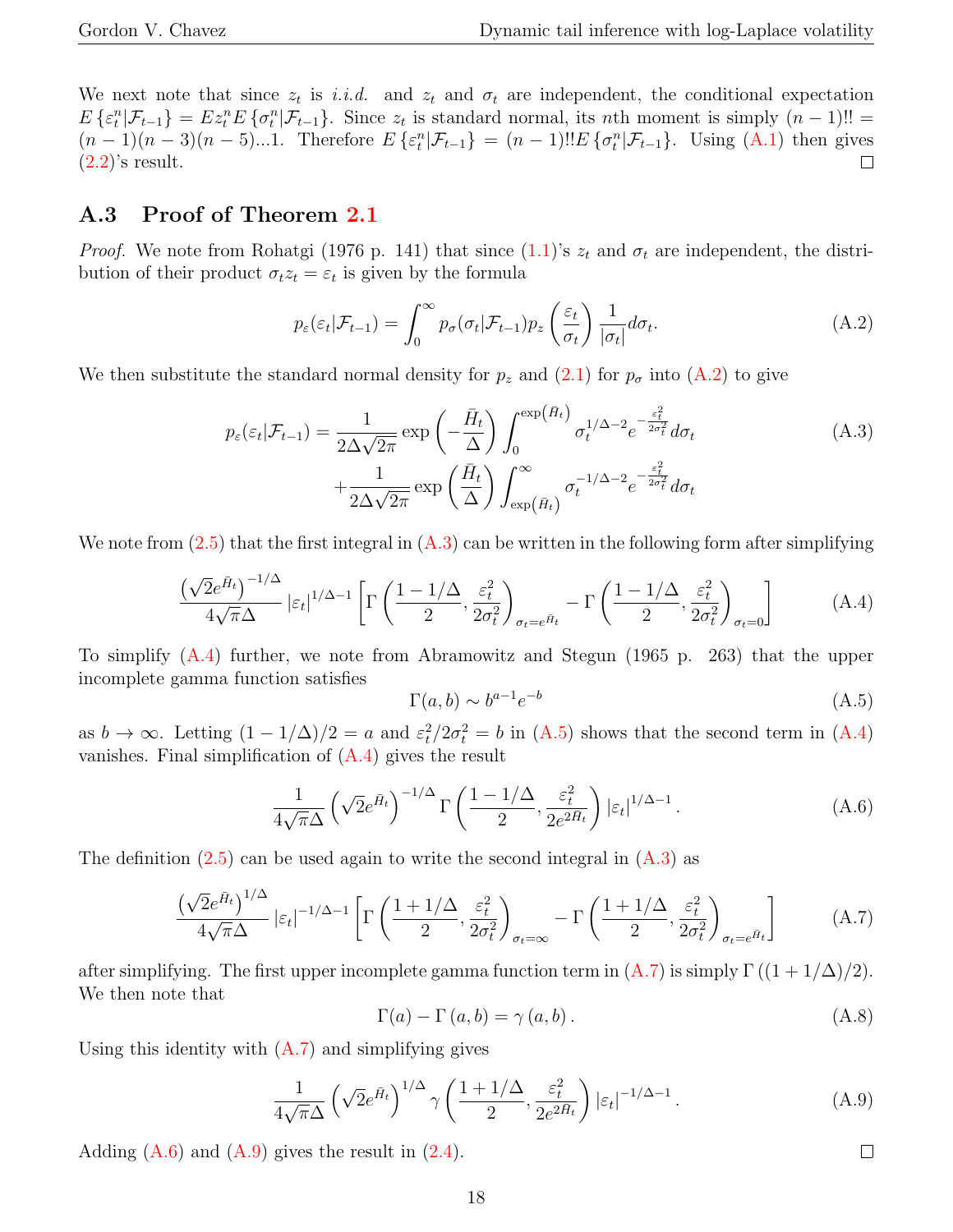We next note that since $z_t$ is *i.i.d.* and $z_t$ and $\sigma_t$ are independent, the conditional expectation $E\left\{\varepsilon_t^n|\mathcal{F}_{t-1}\right\} = Ez_t^n E\left\{\sigma_t^n|\mathcal{F}_{t-1}\right\}$. Since $z_t$ is standard normal, its $n$th moment is simply $(n-1)!! = (n-1)(n-3)(n-5)...1$. Therefore $E\left\{\varepsilon_t^n|\mathcal{F}_{t-1}\right\} = (n-1)!!E\left\{\sigma_t^n|\mathcal{F}_{t-1}\right\}$. Using (A.1) then gives (2.2)'s result. □

### A.3 Proof of Theorem 2.1

*Proof.* We note from Rohatgi (1976 p. 141) that since (1.1)'s $z_t$ and $\sigma_t$ are independent, the distribution of their product $\sigma_t z_t = \varepsilon_t$ is given by the formula

$$p_\varepsilon(\varepsilon_t|\mathcal{F}_{t-1}) = \int_0^\infty p_\sigma(\sigma_t|\mathcal{F}_{t-1}) p_z\left(\frac{\varepsilon_t}{\sigma_t}\right)\frac{1}{|\sigma_t|}d\sigma_t. \tag{A.2}$$

We then substitute the standard normal density for $p_z$ and (2.1) for $p_\sigma$ into (A.2) to give

$$\begin{aligned} p_\varepsilon(\varepsilon_t|\mathcal{F}_{t-1}) = &\frac{1}{2\Delta\sqrt{2\pi}}\exp\left(-\frac{\bar{H}_t}{\Delta}\right)\int_0^{\exp(\bar{H}_t)} \sigma_t^{1/\Delta-2}e^{-\frac{\varepsilon_t^2}{2\sigma_t^2}}d\sigma_t \\ &+\frac{1}{2\Delta\sqrt{2\pi}}\exp\left(\frac{\bar{H}_t}{\Delta}\right)\int_{\exp(\bar{H}_t)}^\infty \sigma_t^{-1/\Delta-2}e^{-\frac{\varepsilon_t^2}{2\sigma_t^2}}d\sigma_t \end{aligned} \tag{A.3}$$

We note from (2.5) that the first integral in (A.3) can be written in the following form after simplifying

$$\frac{\left(\sqrt{2}e^{\bar{H}_t}\right)^{-1/\Delta}}{4\sqrt{\pi}\Delta}|\varepsilon_t|^{1/\Delta-1}\left[\Gamma\left(\frac{1-1/\Delta}{2},\frac{\varepsilon_t^2}{2\sigma_t^2}\right)_{\sigma_t=e^{\bar{H}_t}} - \Gamma\left(\frac{1-1/\Delta}{2},\frac{\varepsilon_t^2}{2\sigma_t^2}\right)_{\sigma_t=0}\right] \tag{A.4}$$

To simplify (A.4) further, we note from Abramowitz and Stegun (1965 p. 263) that the upper incomplete gamma function satisfies

$$\Gamma(a,b) \sim b^{a-1}e^{-b} \tag{A.5}$$

as $b\to\infty$. Letting $(1-1/\Delta)/2 = a$ and $\varepsilon_t^2/2\sigma_t^2 = b$ in (A.5) shows that the second term in (A.4) vanishes. Final simplification of (A.4) gives the result

$$\frac{1}{4\sqrt{\pi}\Delta}\left(\sqrt{2}e^{\bar{H}_t}\right)^{-1/\Delta}\Gamma\left(\frac{1-1/\Delta}{2},\frac{\varepsilon_t^2}{2e^{2\bar{H}_t}}\right)|\varepsilon_t|^{1/\Delta-1}. \tag{A.6}$$

The definition (2.5) can be used again to write the second integral in (A.3) as

$$\frac{\left(\sqrt{2}e^{\bar{H}_t}\right)^{1/\Delta}}{4\sqrt{\pi}\Delta}|\varepsilon_t|^{-1/\Delta-1}\left[\Gamma\left(\frac{1+1/\Delta}{2},\frac{\varepsilon_t^2}{2\sigma_t^2}\right)_{\sigma_t=\infty} - \Gamma\left(\frac{1+1/\Delta}{2},\frac{\varepsilon_t^2}{2\sigma_t^2}\right)_{\sigma_t=e^{\bar{H}_t}}\right] \tag{A.7}$$

after simplifying. The first upper incomplete gamma function term in (A.7) is simply $\Gamma\left((1+1/\Delta)/2\right)$. We then note that

$$\Gamma(a) - \Gamma(a,b) = \gamma(a,b). \tag{A.8}$$

Using this identity with (A.7) and simplifying gives

$$\frac{1}{4\sqrt{\pi}\Delta}\left(\sqrt{2}e^{\bar{H}_t}\right)^{1/\Delta}\gamma\left(\frac{1+1/\Delta}{2},\frac{\varepsilon_t^2}{2e^{2\bar{H}_t}}\right)|\varepsilon_t|^{-1/\Delta-1}. \tag{A.9}$$

Adding (A.6) and (A.9) gives the result in (2.4). □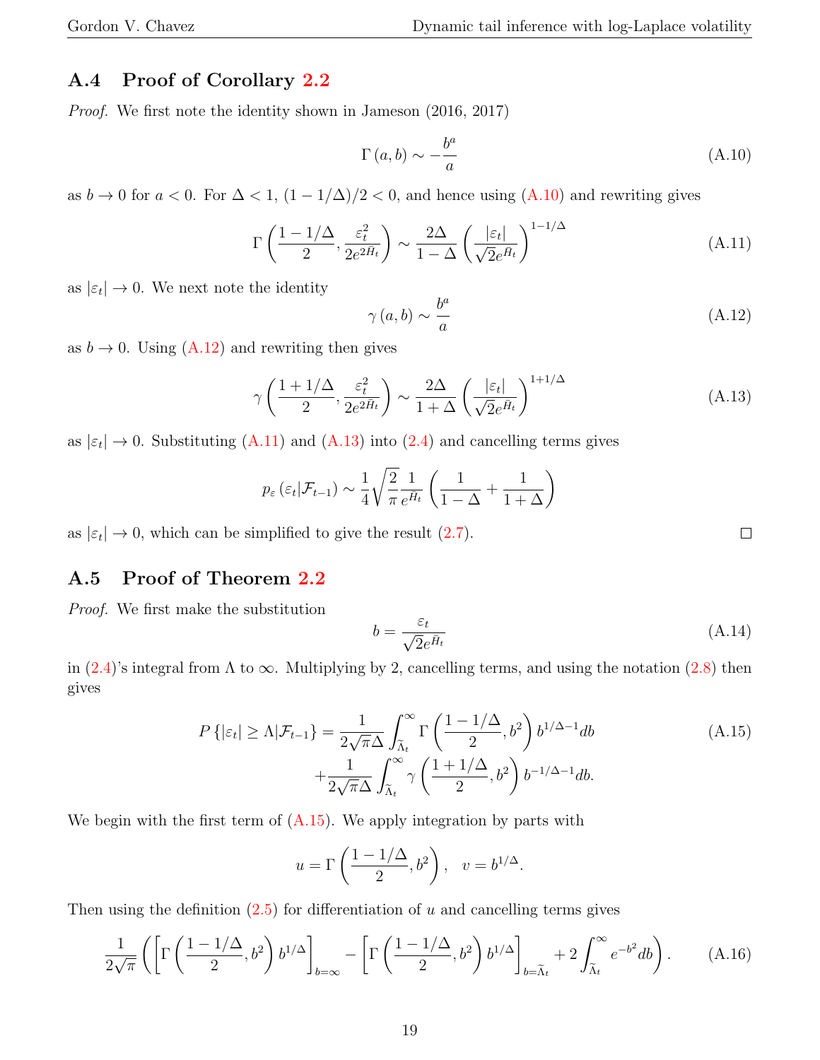### A.4 Proof of Corollary 2.2

*Proof.* We first note the identity shown in Jameson (2016, 2017)

$$\Gamma\left(a,b\right) \sim -\frac{b^{a}}{a} \tag{A.10}$$

as $b \to 0$ for $a < 0$. For $\Delta < 1$, $(1-1/\Delta)/2 < 0$, and hence using (A.10) and rewriting gives

$$\Gamma\left(\frac{1-1/\Delta}{2}, \frac{\varepsilon_t^2}{2e^{2\bar{H}_t}}\right) \sim \frac{2\Delta}{1-\Delta}\left(\frac{|\varepsilon_t|}{\sqrt{2}e^{\bar{H}_t}}\right)^{1-1/\Delta} \tag{A.11}$$

as $|\varepsilon_t| \to 0$. We next note the identity

$$\gamma\left(a,b\right) \sim \frac{b^{a}}{a} \tag{A.12}$$

as $b \to 0$. Using (A.12) and rewriting then gives

$$\gamma\left(\frac{1+1/\Delta}{2}, \frac{\varepsilon_t^2}{2e^{2\bar{H}_t}}\right) \sim \frac{2\Delta}{1+\Delta}\left(\frac{|\varepsilon_t|}{\sqrt{2}e^{\bar{H}_t}}\right)^{1+1/\Delta} \tag{A.13}$$

as $|\varepsilon_t| \to 0$. Substituting (A.11) and (A.13) into (2.4) and cancelling terms gives

$$p_{\varepsilon}\left(\varepsilon_t|\mathcal{F}_{t-1}\right) \sim \frac{1}{4}\sqrt{\frac{2}{\pi}}\frac{1}{e^{\bar{H}_t}}\left(\frac{1}{1-\Delta}+\frac{1}{1+\Delta}\right)$$

as $|\varepsilon_t| \to 0$, which can be simplified to give the result (2.7). □

### A.5 Proof of Theorem 2.2

*Proof.* We first make the substitution

$$b = \frac{\varepsilon_t}{\sqrt{2}e^{\bar{H}_t}} \tag{A.14}$$

in (2.4)'s integral from $\Lambda$ to $\infty$. Multiplying by 2, cancelling terms, and using the notation (2.8) then gives

$$\begin{aligned} P\left\{|\varepsilon_t| \geq \Lambda|\mathcal{F}_{t-1}\right\} = &\frac{1}{2\sqrt{\pi}\Delta}\int_{\widetilde{\Lambda}_t}^{\infty}\Gamma\left(\frac{1-1/\Delta}{2}, b^2\right)b^{1/\Delta-1}db \\ &+\frac{1}{2\sqrt{\pi}\Delta}\int_{\widetilde{\Lambda}_t}^{\infty}\gamma\left(\frac{1+1/\Delta}{2}, b^2\right)b^{-1/\Delta-1}db. \end{aligned} \tag{A.15}$$

We begin with the first term of (A.15). We apply integration by parts with

$$u = \Gamma\left(\frac{1-1/\Delta}{2}, b^2\right), \quad v = b^{1/\Delta}.$$

Then using the definition (2.5) for differentiation of $u$ and cancelling terms gives

$$\frac{1}{2\sqrt{\pi}}\left(\left[\Gamma\left(\frac{1-1/\Delta}{2}, b^2\right)b^{1/\Delta}\right]_{b=\infty} - \left[\Gamma\left(\frac{1-1/\Delta}{2}, b^2\right)b^{1/\Delta}\right]_{b=\widetilde{\Lambda}_t} + 2\int_{\widetilde{\Lambda}_t}^{\infty}e^{-b^2}db\right). \tag{A.16}$$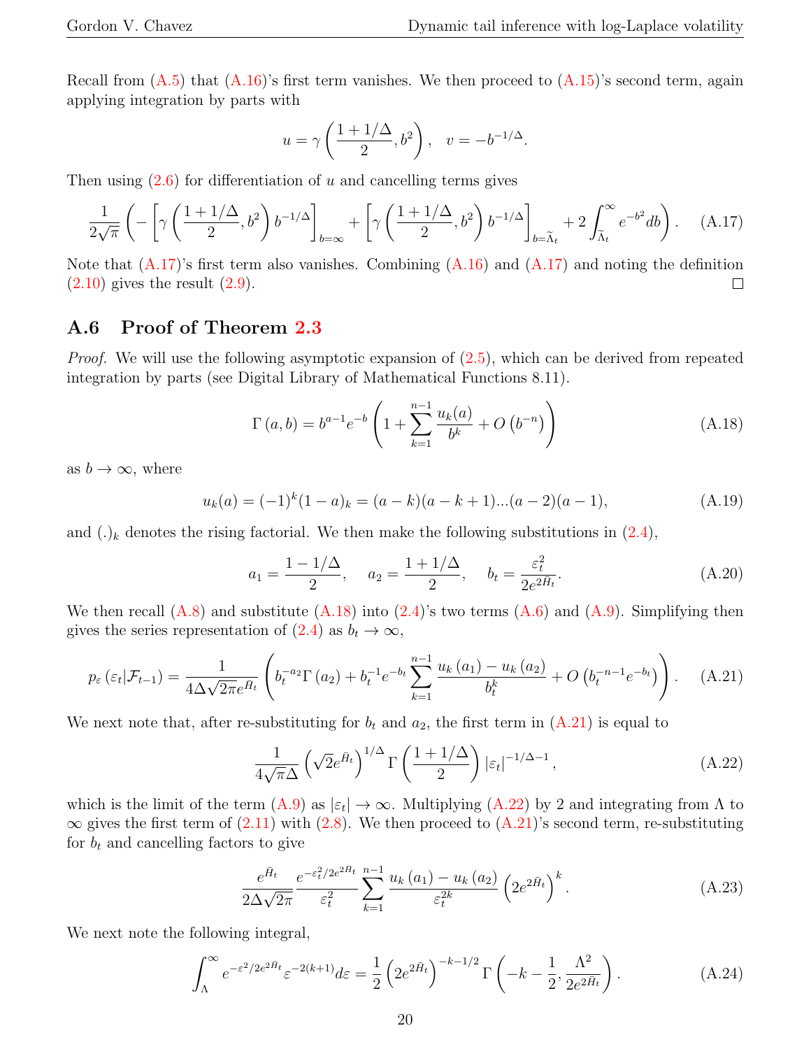Recall from (A.5) that (A.16)'s first term vanishes. We then proceed to (A.15)'s second term, again applying integration by parts with

$$u = \gamma\left(\frac{1+1/\Delta}{2}, b^2\right), \quad v = -b^{-1/\Delta}.$$

Then using (2.6) for differentiation of $u$ and cancelling terms gives

$$\frac{1}{2\sqrt{\pi}}\left(-\left[\gamma\left(\frac{1+1/\Delta}{2}, b^2\right) b^{-1/\Delta}\right]_{b=\infty} + \left[\gamma\left(\frac{1+1/\Delta}{2}, b^2\right) b^{-1/\Delta}\right]_{b=\widetilde{\Lambda}_t} + 2\int_{\widetilde{\Lambda}_t}^{\infty} e^{-b^2} db\right). \quad \text{(A.17)}$$

Note that (A.17)'s first term also vanishes. Combining (A.16) and (A.17) and noting the definition (2.10) gives the result (2.9). □

## A.6 Proof of Theorem 2.3

*Proof.* We will use the following asymptotic expansion of (2.5), which can be derived from repeated integration by parts (see Digital Library of Mathematical Functions 8.11).

$$\Gamma(a, b) = b^{a-1} e^{-b}\left(1 + \sum_{k=1}^{n-1} \frac{u_k(a)}{b^k} + O\left(b^{-n}\right)\right) \quad \text{(A.18)}$$

as $b \to \infty$, where

$$u_k(a) = (-1)^k (1-a)_k = (a-k)(a-k+1)...(a-2)(a-1), \quad \text{(A.19)}$$

and $(.)_k$ denotes the rising factorial. We then make the following substitutions in (2.4),

$$a_1 = \frac{1-1/\Delta}{2}, \quad a_2 = \frac{1+1/\Delta}{2}, \quad b_t = \frac{\varepsilon_t^2}{2e^{2\bar{H}_t}}. \quad \text{(A.20)}$$

We then recall (A.8) and substitute (A.18) into (2.4)'s two terms (A.6) and (A.9). Simplifying then gives the series representation of (2.4) as $b_t \to \infty$,

$$p_\varepsilon\left(\varepsilon_t|\mathcal{F}_{t-1}\right) = \frac{1}{4\Delta\sqrt{2\pi}e^{\bar{H}_t}}\left(b_t^{-a_2}\Gamma\left(a_2\right) + b_t^{-1}e^{-b_t}\sum_{k=1}^{n-1}\frac{u_k\left(a_1\right) - u_k\left(a_2\right)}{b_t^k} + O\left(b_t^{-n-1}e^{-b_t}\right)\right). \quad \text{(A.21)}$$

We next note that, after re-substituting for $b_t$ and $a_2$, the first term in (A.21) is equal to

$$\frac{1}{4\sqrt{\pi}\Delta}\left(\sqrt{2}e^{\bar{H}_t}\right)^{1/\Delta}\Gamma\left(\frac{1+1/\Delta}{2}\right)\left|\varepsilon_t\right|^{-1/\Delta-1}, \quad \text{(A.22)}$$

which is the limit of the term (A.9) as $|\varepsilon_t| \to \infty$. Multiplying (A.22) by 2 and integrating from $\Lambda$ to $\infty$ gives the first term of (2.11) with (2.8). We then proceed to (A.21)'s second term, re-substituting for $b_t$ and cancelling factors to give

$$\frac{e^{\bar{H}_t}}{2\Delta\sqrt{2\pi}}\frac{e^{-\varepsilon_t^2/2e^{2\bar{H}_t}}}{\varepsilon_t^2}\sum_{k=1}^{n-1}\frac{u_k\left(a_1\right) - u_k\left(a_2\right)}{\varepsilon_t^{2k}}\left(2e^{2\bar{H}_t}\right)^k. \quad \text{(A.23)}$$

We next note the following integral,

$$\int_\Lambda^\infty e^{-\varepsilon^2/2e^{2\bar{H}_t}}\varepsilon^{-2(k+1)}d\varepsilon = \frac{1}{2}\left(2e^{2\bar{H}_t}\right)^{-k-1/2}\Gamma\left(-k-\frac{1}{2}, \frac{\Lambda^2}{2e^{2\bar{H}_t}}\right). \quad \text{(A.24)}$$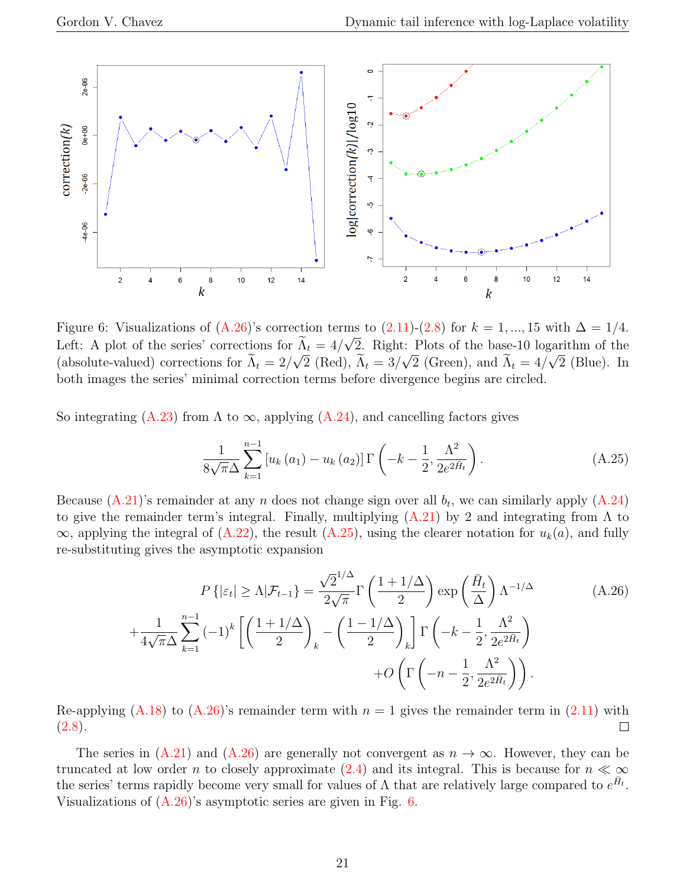Figure 6: Visualizations of (A.26)'s correction terms to (2.11)-(2.8) for $k = 1, ..., 15$ with $\Delta = 1/4$. Left: A plot of the series' corrections for $\widetilde{\Lambda}_t = 4/\sqrt{2}$. Right: Plots of the base-10 logarithm of the (absolute-valued) corrections for $\widetilde{\Lambda}_t = 2/\sqrt{2}$ (Red), $\widetilde{\Lambda}_t = 3/\sqrt{2}$ (Green), and $\widetilde{\Lambda}_t = 4/\sqrt{2}$ (Blue). In both images the series' minimal correction terms before divergence begins are circled.

So integrating (A.23) from $\Lambda$ to $\infty$, applying (A.24), and cancelling factors gives

$$\frac{1}{8\sqrt{\pi}\Delta}\sum_{k=1}^{n-1}\left[u_k\left(a_1\right)-u_k\left(a_2\right)\right]\Gamma\left(-k-\frac{1}{2},\frac{\Lambda^2}{2e^{2\bar{H}_t}}\right). \tag{A.25}$$

Because (A.21)'s remainder at any $n$ does not change sign over all $b_t$, we can similarly apply (A.24) to give the remainder term's integral. Finally, multiplying (A.21) by 2 and integrating from $\Lambda$ to $\infty$, applying the integral of (A.22), the result (A.25), using the clearer notation for $u_k(a)$, and fully re-substituting gives the asymptotic expansion

$$\begin{aligned}
P\left\{|\varepsilon_t|\geq\Lambda|\mathcal{F}_{t-1}\right\} &= \frac{\sqrt{2}^{1/\Delta}}{2\sqrt{\pi}}\Gamma\left(\frac{1+1/\Delta}{2}\right)\exp\left(\frac{\bar{H}_t}{\Delta}\right)\Lambda^{-1/\Delta} \\
&+\frac{1}{4\sqrt{\pi}\Delta}\sum_{k=1}^{n-1}(-1)^k\left[\left(\frac{1+1/\Delta}{2}\right)_k-\left(\frac{1-1/\Delta}{2}\right)_k\right]\Gamma\left(-k-\frac{1}{2},\frac{\Lambda^2}{2e^{2\bar{H}_t}}\right) \\
&+O\left(\Gamma\left(-n-\frac{1}{2},\frac{\Lambda^2}{2e^{2\bar{H}_t}}\right)\right).
\end{aligned} \tag{A.26}$$

Re-applying (A.18) to (A.26)'s remainder term with $n = 1$ gives the remainder term in (2.11) with (2.8). □

The series in (A.21) and (A.26) are generally not convergent as $n \to \infty$. However, they can be truncated at low order $n$ to closely approximate (2.4) and its integral. This is because for $n \ll \infty$ the series' terms rapidly become very small for values of $\Lambda$ that are relatively large compared to $e^{\bar{H}_t}$. Visualizations of (A.26)'s asymptotic series are given in Fig. 6.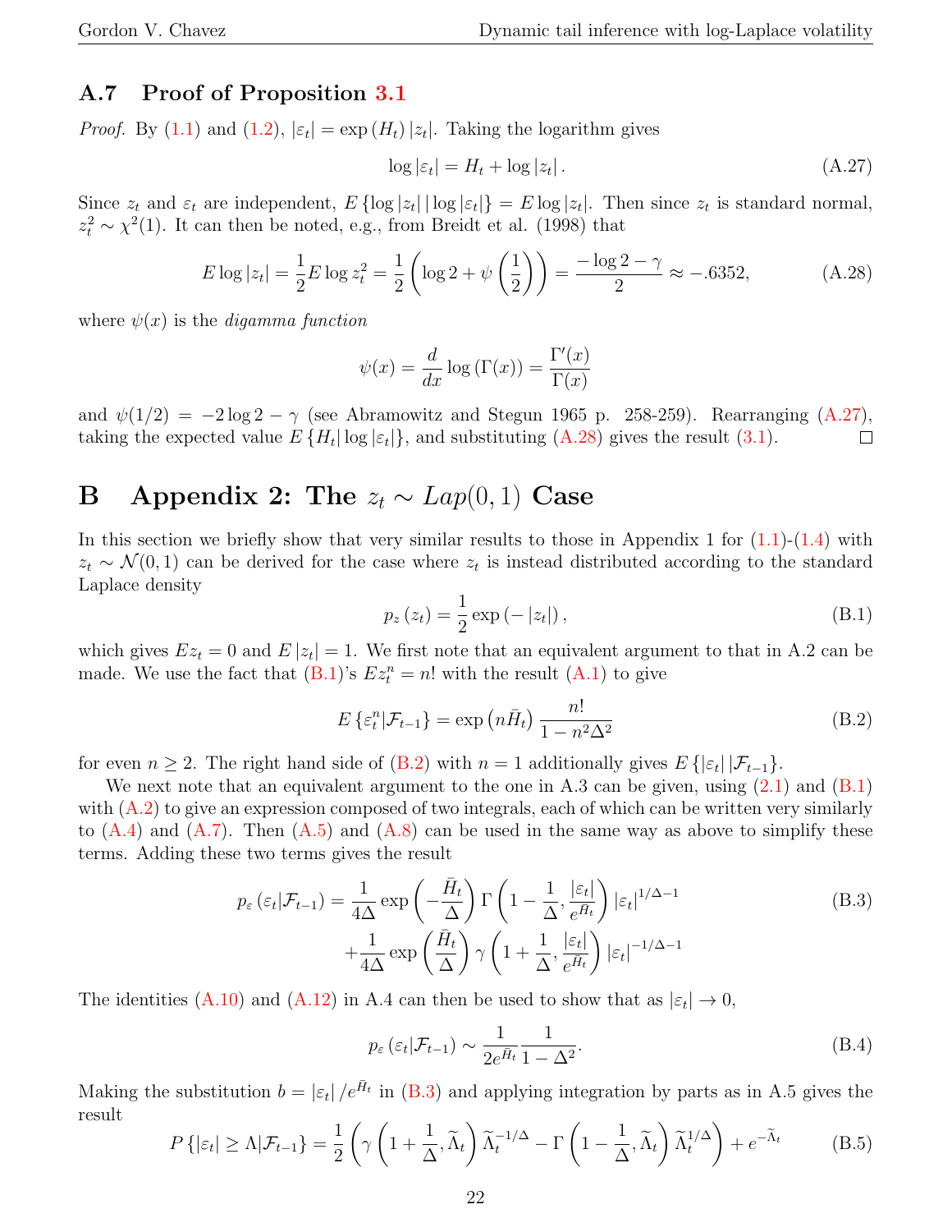### A.7 Proof of Proposition 3.1

*Proof.* By (1.1) and (1.2), $|\varepsilon_t| = \exp(H_t)|z_t|$. Taking the logarithm gives

$$\log|\varepsilon_t| = H_t + \log|z_t|. \tag{A.27}$$

Since $z_t$ and $\varepsilon_t$ are independent, $E\{\log|z_t|\,|\log|\varepsilon_t|\} = E\log|z_t|$. Then since $z_t$ is standard normal, $z_t^2 \sim \chi^2(1)$. It can then be noted, e.g., from Breidt et al. (1998) that

$$E\log|z_t| = \frac{1}{2}E\log z_t^2 = \frac{1}{2}\left(\log 2 + \psi\left(\frac{1}{2}\right)\right) = \frac{-\log 2 - \gamma}{2} \approx -.6352, \tag{A.28}$$

where $\psi(x)$ is the *digamma function*

$$\psi(x) = \frac{d}{dx}\log(\Gamma(x)) = \frac{\Gamma'(x)}{\Gamma(x)}$$

and $\psi(1/2) = -2\log 2 - \gamma$ (see Abramowitz and Stegun 1965 p. 258-259). Rearranging (A.27), taking the expected value $E\{H_t|\log|\varepsilon_t|\}$, and substituting (A.28) gives the result (3.1). □

# B Appendix 2: The $z_t \sim Lap(0,1)$ Case

In this section we briefly show that very similar results to those in Appendix 1 for (1.1)-(1.4) with $z_t \sim \mathcal{N}(0,1)$ can be derived for the case where $z_t$ is instead distributed according to the standard Laplace density

$$p_z(z_t) = \frac{1}{2}\exp(-|z_t|), \tag{B.1}$$

which gives $Ez_t = 0$ and $E|z_t| = 1$. We first note that an equivalent argument to that in A.2 can be made. We use the fact that (B.1)'s $Ez_t^n = n!$ with the result (A.1) to give

$$E\{\varepsilon_t^n|\mathcal{F}_{t-1}\} = \exp\left(n\bar{H}_t\right)\frac{n!}{1-n^2\Delta^2} \tag{B.2}$$

for even $n \geq 2$. The right hand side of (B.2) with $n = 1$ additionally gives $E\{|\varepsilon_t||\mathcal{F}_{t-1}\}$.

We next note that an equivalent argument to the one in A.3 can be given, using (2.1) and (B.1) with (A.2) to give an expression composed of two integrals, each of which can be written very similarly to (A.4) and (A.7). Then (A.5) and (A.8) can be used in the same way as above to simplify these terms. Adding these two terms gives the result

$$\begin{aligned} p_\varepsilon(\varepsilon_t|\mathcal{F}_{t-1}) = &\frac{1}{4\Delta}\exp\left(-\frac{\bar{H}_t}{\Delta}\right)\Gamma\left(1-\frac{1}{\Delta},\frac{|\varepsilon_t|}{e^{\bar{H}_t}}\right)|\varepsilon_t|^{1/\Delta-1} \\ &+\frac{1}{4\Delta}\exp\left(\frac{\bar{H}_t}{\Delta}\right)\gamma\left(1+\frac{1}{\Delta},\frac{|\varepsilon_t|}{e^{\bar{H}_t}}\right)|\varepsilon_t|^{-1/\Delta-1} \end{aligned} \tag{B.3}$$

The identities (A.10) and (A.12) in A.4 can then be used to show that as $|\varepsilon_t| \to 0$,

$$p_\varepsilon(\varepsilon_t|\mathcal{F}_{t-1}) \sim \frac{1}{2e^{\bar{H}_t}}\frac{1}{1-\Delta^2}. \tag{B.4}$$

Making the substitution $b = |\varepsilon_t|/e^{\bar{H}_t}$ in (B.3) and applying integration by parts as in A.5 gives the result

$$P\{|\varepsilon_t| \geq \Lambda|\mathcal{F}_{t-1}\} = \frac{1}{2}\left(\gamma\left(1+\frac{1}{\Delta},\widetilde{\Lambda}_t\right)\widetilde{\Lambda}_t^{-1/\Delta} - \Gamma\left(1-\frac{1}{\Delta},\widetilde{\Lambda}_t\right)\widetilde{\Lambda}_t^{1/\Delta}\right) + e^{-\widetilde{\Lambda}_t} \tag{B.5}$$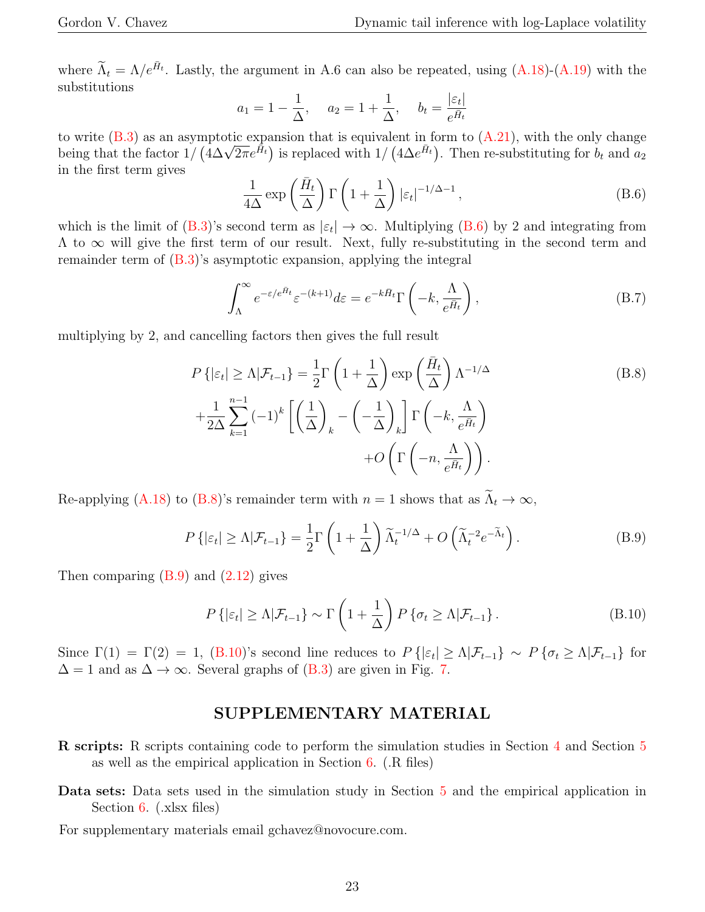where $\widetilde{\Lambda}_t = \Lambda / e^{\bar{H}_t}$. Lastly, the argument in A.6 can also be repeated, using (A.18)-(A.19) with the substitutions

$$a_1 = 1 - \frac{1}{\Delta}, \quad a_2 = 1 + \frac{1}{\Delta}, \quad b_t = \frac{|\varepsilon_t|}{e^{\bar{H}_t}}$$

to write (B.3) as an asymptotic expansion that is equivalent in form to (A.21), with the only change being that the factor $1/\left(4\Delta\sqrt{2\pi}e^{\bar{H}_t}\right)$ is replaced with $1/\left(4\Delta e^{\bar{H}_t}\right)$. Then re-substituting for $b_t$ and $a_2$ in the first term gives

$$\frac{1}{4\Delta} \exp\left(\frac{\bar{H}_t}{\Delta}\right) \Gamma\left(1 + \frac{1}{\Delta}\right) |\varepsilon_t|^{-1/\Delta - 1}, \tag{B.6}$$

which is the limit of (B.3)'s second term as $|\varepsilon_t| \to \infty$. Multiplying (B.6) by 2 and integrating from $\Lambda$ to $\infty$ will give the first term of our result. Next, fully re-substituting in the second term and remainder term of (B.3)'s asymptotic expansion, applying the integral

$$\int_{\Lambda}^{\infty} e^{-\varepsilon/e^{\bar{H}_t}} \varepsilon^{-(k+1)} d\varepsilon = e^{-k\bar{H}_t} \Gamma\left(-k, \frac{\Lambda}{e^{\bar{H}_t}}\right), \tag{B.7}$$

multiplying by 2, and cancelling factors then gives the full result

$$\begin{aligned} P\left\{|\varepsilon_t| \geq \Lambda | \mathcal{F}_{t-1}\right\} &= \frac{1}{2}\Gamma\left(1 + \frac{1}{\Delta}\right) \exp\left(\frac{\bar{H}_t}{\Delta}\right) \Lambda^{-1/\Delta} \\ &+ \frac{1}{2\Delta} \sum_{k=1}^{n-1} (-1)^k \left[\left(\frac{1}{\Delta}\right)_k - \left(-\frac{1}{\Delta}\right)_k\right] \Gamma\left(-k, \frac{\Lambda}{e^{\bar{H}_t}}\right) \\ &+ O\left(\Gamma\left(-n, \frac{\Lambda}{e^{\bar{H}_t}}\right)\right). \end{aligned} \tag{B.8}$$

Re-applying (A.18) to (B.8)'s remainder term with $n = 1$ shows that as $\widetilde{\Lambda}_t \to \infty$,

$$P\left\{|\varepsilon_t| \geq \Lambda | \mathcal{F}_{t-1}\right\} = \frac{1}{2}\Gamma\left(1 + \frac{1}{\Delta}\right) \widetilde{\Lambda}_t^{-1/\Delta} + O\left(\widetilde{\Lambda}_t^{-2} e^{-\widetilde{\Lambda}_t}\right). \tag{B.9}$$

Then comparing (B.9) and (2.12) gives

$$P\left\{|\varepsilon_t| \geq \Lambda | \mathcal{F}_{t-1}\right\} \sim \Gamma\left(1 + \frac{1}{\Delta}\right) P\left\{\sigma_t \geq \Lambda | \mathcal{F}_{t-1}\right\}. \tag{B.10}$$

Since $\Gamma(1) = \Gamma(2) = 1$, (B.10)'s second line reduces to $P\left\{|\varepsilon_t| \geq \Lambda | \mathcal{F}_{t-1}\right\} \sim P\left\{\sigma_t \geq \Lambda | \mathcal{F}_{t-1}\right\}$ for $\Delta = 1$ and as $\Delta \to \infty$. Several graphs of (B.3) are given in Fig. 7.

## SUPPLEMENTARY MATERIAL

**R scripts:** R scripts containing code to perform the simulation studies in Section 4 and Section 5 as well as the empirical application in Section 6. (.R files)

**Data sets:** Data sets used in the simulation study in Section 5 and the empirical application in Section 6. (.xlsx files)

For supplementary materials email gchavez@novocure.com.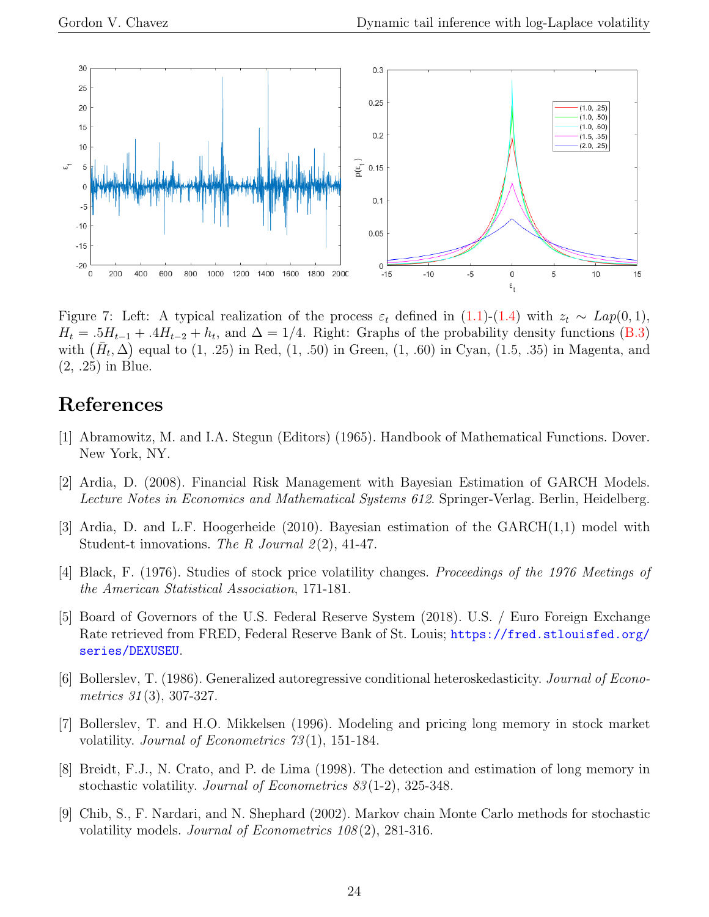Figure 7: Left: A typical realization of the process $\varepsilon_t$ defined in (1.1)-(1.4) with $z_t \sim Lap(0,1)$, $H_t = .5H_{t-1} + .4H_{t-2} + h_t$, and $\Delta = 1/4$. Right: Graphs of the probability density functions (B.3) with $(\bar{H}_t, \Delta)$ equal to (1, .25) in Red, (1, .50) in Green, (1, .60) in Cyan, (1.5, .35) in Magenta, and (2, .25) in Blue.

# References

[1] Abramowitz, M. and I.A. Stegun (Editors) (1965). Handbook of Mathematical Functions. Dover. New York, NY.

[2] Ardia, D. (2008). Financial Risk Management with Bayesian Estimation of GARCH Models. *Lecture Notes in Economics and Mathematical Systems 612*. Springer-Verlag. Berlin, Heidelberg.

[3] Ardia, D. and L.F. Hoogerheide (2010). Bayesian estimation of the GARCH(1,1) model with Student-t innovations. *The R Journal 2*(2), 41-47.

[4] Black, F. (1976). Studies of stock price volatility changes. *Proceedings of the 1976 Meetings of the American Statistical Association*, 171-181.

[5] Board of Governors of the U.S. Federal Reserve System (2018). U.S. / Euro Foreign Exchange Rate retrieved from FRED, Federal Reserve Bank of St. Louis; https://fred.stlouisfed.org/series/DEXUSEU.

[6] Bollerslev, T. (1986). Generalized autoregressive conditional heteroskedasticity. *Journal of Econometrics 31*(3), 307-327.

[7] Bollerslev, T. and H.O. Mikkelsen (1996). Modeling and pricing long memory in stock market volatility. *Journal of Econometrics 73*(1), 151-184.

[8] Breidt, F.J., N. Crato, and P. de Lima (1998). The detection and estimation of long memory in stochastic volatility. *Journal of Econometrics 83*(1-2), 325-348.

[9] Chib, S., F. Nardari, and N. Shephard (2002). Markov chain Monte Carlo methods for stochastic volatility models. *Journal of Econometrics 108*(2), 281-316.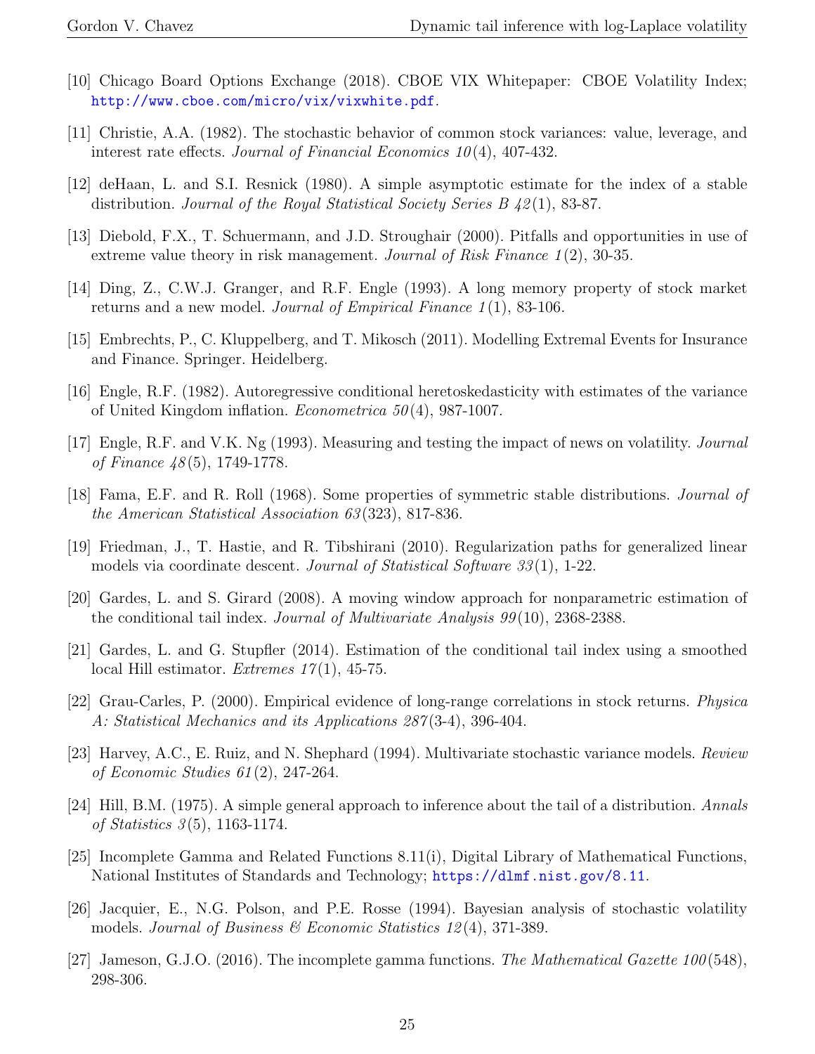[10] Chicago Board Options Exchange (2018). CBOE VIX Whitepaper: CBOE Volatility Index; http://www.cboe.com/micro/vix/vixwhite.pdf.

[11] Christie, A.A. (1982). The stochastic behavior of common stock variances: value, leverage, and interest rate effects. *Journal of Financial Economics 10*(4), 407-432.

[12] deHaan, L. and S.I. Resnick (1980). A simple asymptotic estimate for the index of a stable distribution. *Journal of the Royal Statistical Society Series B 42*(1), 83-87.

[13] Diebold, F.X., T. Schuermann, and J.D. Stroughair (2000). Pitfalls and opportunities in use of extreme value theory in risk management. *Journal of Risk Finance 1*(2), 30-35.

[14] Ding, Z., C.W.J. Granger, and R.F. Engle (1993). A long memory property of stock market returns and a new model. *Journal of Empirical Finance 1*(1), 83-106.

[15] Embrechts, P., C. Kluppelberg, and T. Mikosch (2011). Modelling Extremal Events for Insurance and Finance. Springer. Heidelberg.

[16] Engle, R.F. (1982). Autoregressive conditional heretoskedasticity with estimates of the variance of United Kingdom inflation. *Econometrica 50*(4), 987-1007.

[17] Engle, R.F. and V.K. Ng (1993). Measuring and testing the impact of news on volatility. *Journal of Finance 48*(5), 1749-1778.

[18] Fama, E.F. and R. Roll (1968). Some properties of symmetric stable distributions. *Journal of the American Statistical Association 63*(323), 817-836.

[19] Friedman, J., T. Hastie, and R. Tibshirani (2010). Regularization paths for generalized linear models via coordinate descent. *Journal of Statistical Software 33*(1), 1-22.

[20] Gardes, L. and S. Girard (2008). A moving window approach for nonparametric estimation of the conditional tail index. *Journal of Multivariate Analysis 99*(10), 2368-2388.

[21] Gardes, L. and G. Stupfler (2014). Estimation of the conditional tail index using a smoothed local Hill estimator. *Extremes 17*(1), 45-75.

[22] Grau-Carles, P. (2000). Empirical evidence of long-range correlations in stock returns. *Physica A: Statistical Mechanics and its Applications 287*(3-4), 396-404.

[23] Harvey, A.C., E. Ruiz, and N. Shephard (1994). Multivariate stochastic variance models. *Review of Economic Studies 61*(2), 247-264.

[24] Hill, B.M. (1975). A simple general approach to inference about the tail of a distribution. *Annals of Statistics 3*(5), 1163-1174.

[25] Incomplete Gamma and Related Functions 8.11(i), Digital Library of Mathematical Functions, National Institutes of Standards and Technology; https://dlmf.nist.gov/8.11.

[26] Jacquier, E., N.G. Polson, and P.E. Rosse (1994). Bayesian analysis of stochastic volatility models. *Journal of Business & Economic Statistics 12*(4), 371-389.

[27] Jameson, G.J.O. (2016). The incomplete gamma functions. *The Mathematical Gazette 100*(548), 298-306.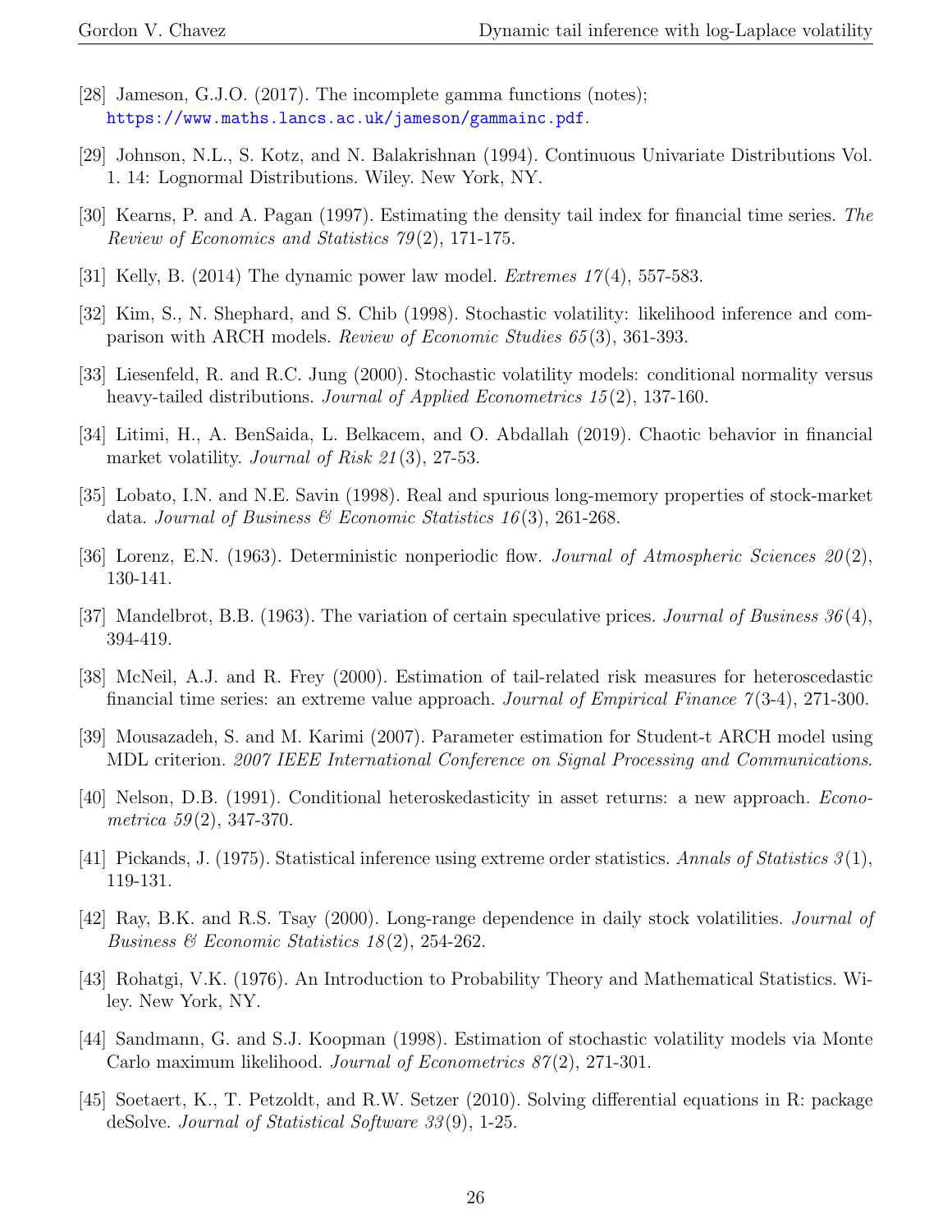[28] Jameson, G.J.O. (2017). The incomplete gamma functions (notes); https://www.maths.lancs.ac.uk/jameson/gammainc.pdf.

[29] Johnson, N.L., S. Kotz, and N. Balakrishnan (1994). Continuous Univariate Distributions Vol. 1. 14: Lognormal Distributions. Wiley. New York, NY.

[30] Kearns, P. and A. Pagan (1997). Estimating the density tail index for financial time series. *The Review of Economics and Statistics 79*(2), 171-175.

[31] Kelly, B. (2014) The dynamic power law model. *Extremes 17*(4), 557-583.

[32] Kim, S., N. Shephard, and S. Chib (1998). Stochastic volatility: likelihood inference and comparison with ARCH models. *Review of Economic Studies 65*(3), 361-393.

[33] Liesenfeld, R. and R.C. Jung (2000). Stochastic volatility models: conditional normality versus heavy-tailed distributions. *Journal of Applied Econometrics 15*(2), 137-160.

[34] Litimi, H., A. BenSaida, L. Belkacem, and O. Abdallah (2019). Chaotic behavior in financial market volatility. *Journal of Risk 21*(3), 27-53.

[35] Lobato, I.N. and N.E. Savin (1998). Real and spurious long-memory properties of stock-market data. *Journal of Business & Economic Statistics 16*(3), 261-268.

[36] Lorenz, E.N. (1963). Deterministic nonperiodic flow. *Journal of Atmospheric Sciences 20*(2), 130-141.

[37] Mandelbrot, B.B. (1963). The variation of certain speculative prices. *Journal of Business 36*(4), 394-419.

[38] McNeil, A.J. and R. Frey (2000). Estimation of tail-related risk measures for heteroscedastic financial time series: an extreme value approach. *Journal of Empirical Finance 7*(3-4), 271-300.

[39] Mousazadeh, S. and M. Karimi (2007). Parameter estimation for Student-t ARCH model using MDL criterion. *2007 IEEE International Conference on Signal Processing and Communications*.

[40] Nelson, D.B. (1991). Conditional heteroskedasticity in asset returns: a new approach. *Econometrica 59*(2), 347-370.

[41] Pickands, J. (1975). Statistical inference using extreme order statistics. *Annals of Statistics 3*(1), 119-131.

[42] Ray, B.K. and R.S. Tsay (2000). Long-range dependence in daily stock volatilities. *Journal of Business & Economic Statistics 18*(2), 254-262.

[43] Rohatgi, V.K. (1976). An Introduction to Probability Theory and Mathematical Statistics. Wiley. New York, NY.

[44] Sandmann, G. and S.J. Koopman (1998). Estimation of stochastic volatility models via Monte Carlo maximum likelihood. *Journal of Econometrics 87*(2), 271-301.

[45] Soetaert, K., T. Petzoldt, and R.W. Setzer (2010). Solving differential equations in R: package deSolve. *Journal of Statistical Software 33*(9), 1-25.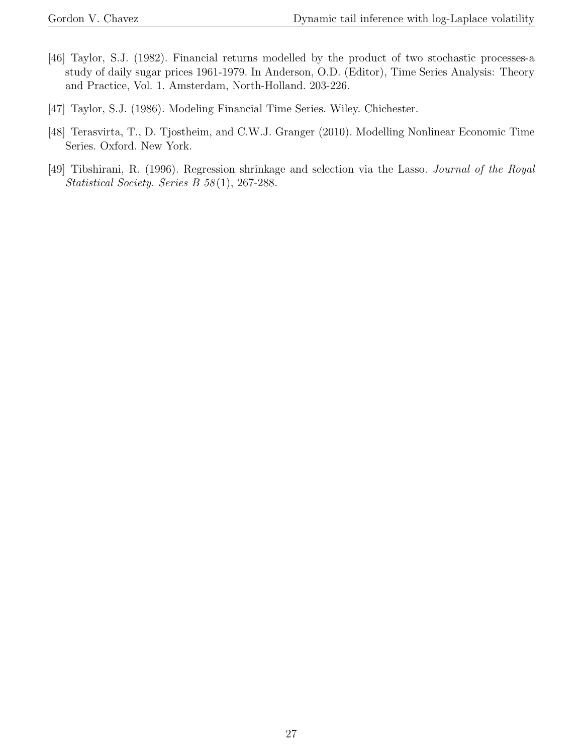[46] Taylor, S.J. (1982). Financial returns modelled by the product of two stochastic processes-a study of daily sugar prices 1961-1979. In Anderson, O.D. (Editor), Time Series Analysis: Theory and Practice, Vol. 1. Amsterdam, North-Holland. 203-226.

[47] Taylor, S.J. (1986). Modeling Financial Time Series. Wiley. Chichester.

[48] Terasvirta, T., D. Tjostheim, and C.W.J. Granger (2010). Modelling Nonlinear Economic Time Series. Oxford. New York.

[49] Tibshirani, R. (1996). Regression shrinkage and selection via the Lasso. *Journal of the Royal Statistical Society. Series B 58*(1), 267-288.